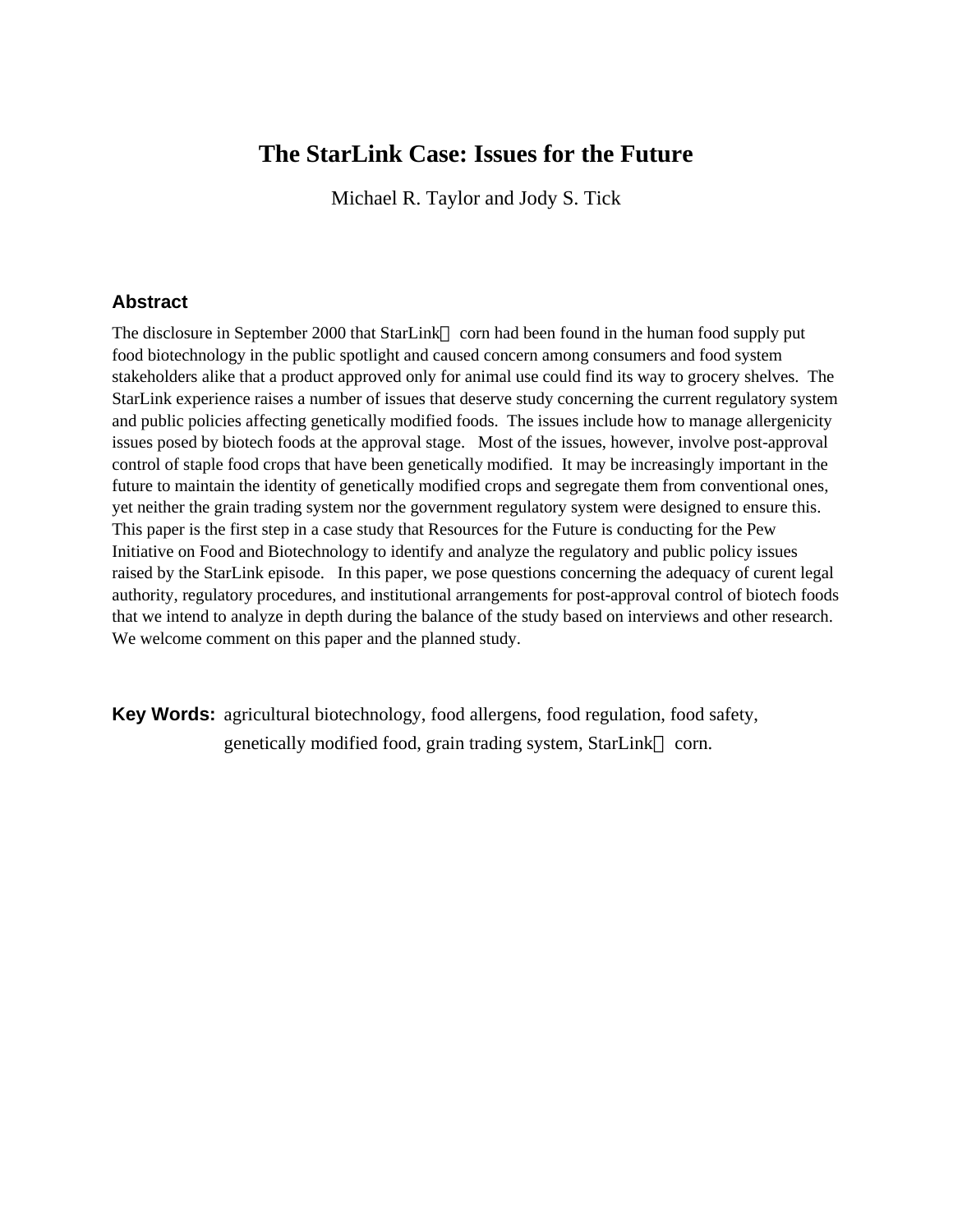# The StarLink Case: Issues for the Future

Michael R. Taylor and Jody S. Tick

## Abstract

The disclosure in September 2000 that StarLink corn had been found in the human food supply put food biotechnology in the public spotlight and caused concern among consumers and food system stakeholders alike that a product approved only for animal use could find its way to grocery shelves. The StarLink experience raises a number of issues that deserve study concerning the current regulatory system and public policies affecting genetically modified foods. The issues include how to manage allergenicity issues posed by biotech foods at the approval stage. Most of the issues, however, involve post-approval control of staple food crops that have been genetically modified. It may be increasingly important in the future to maintain the identity of genetically modified crops and segregate them from conventional ones, yet neither the grain trading system nor the government regulatory system were designed to ensure this. This paper is the first step in a case study that Resources for the Future is conducting for the Pew Initiative on Food and Biotechnology to identify and analyze the regulatory and public policy issues raised by the StarLink episode. In this paper, we pose questions concerning the adequacy of curent legal authority, regulatory procedures, and institutional arrangements for post-approval control of biotech foods that we intend to analyze in depth during the balance of the study based on interviews and other research. We welcome comment on this paper and the planned study.

**Key Words:** agricultural biotechnology, food allergens, food regulation, food safety, genetically modified food, grain trading system, StarLink corn.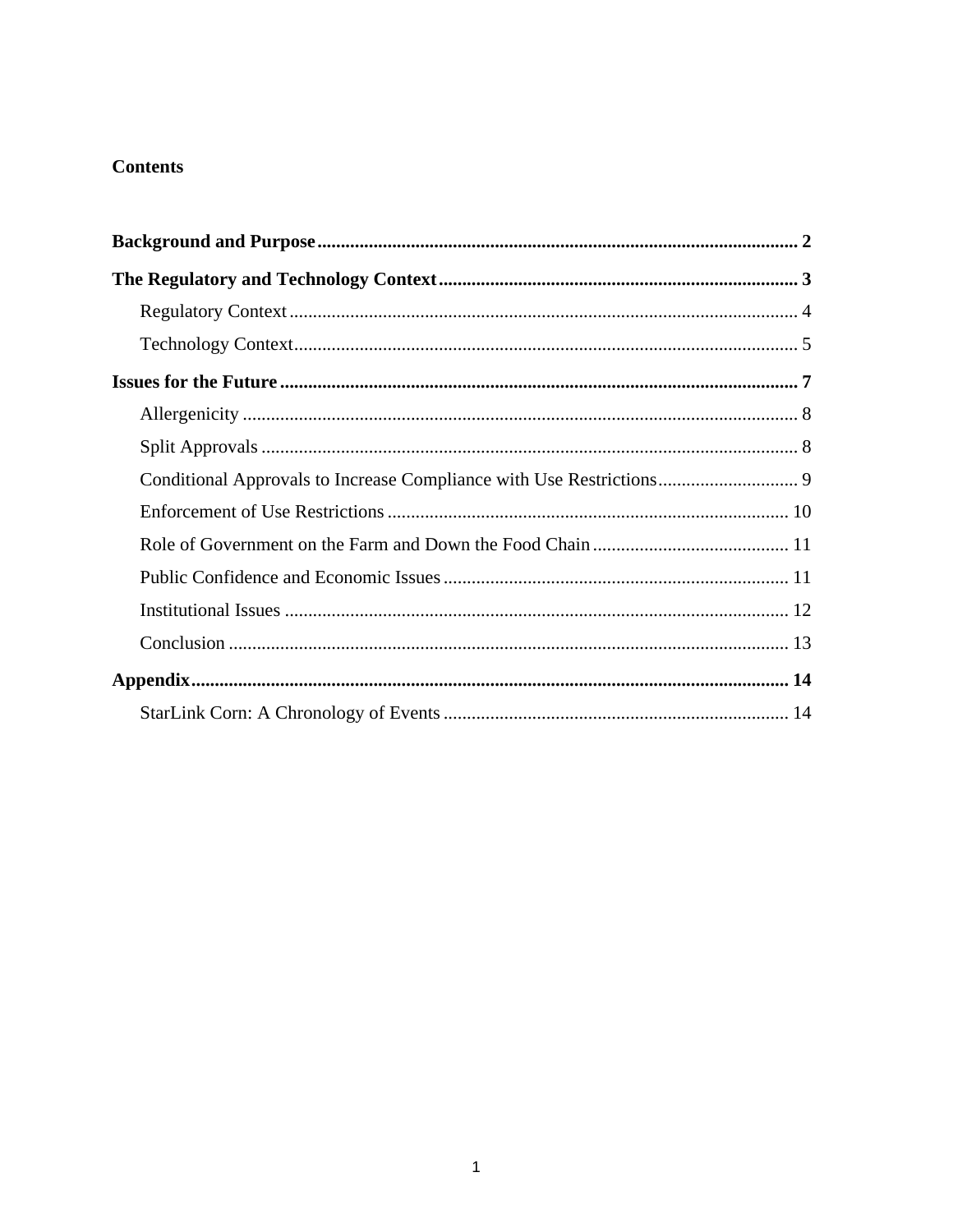**Contents**

**Background and Purpose** ..... 2

**The Regulatory and Technology Context** ..... 3

- Regulatory Context ..... 4
- Technology Context ..... 5

**Issues for the Future** ..... 7

- Allergenicity ..... 8
- Split Approvals ..... 8
- Conditional Approvals to Increase Compliance with Use Restrictions ..... 9
- Enforcement of Use Restrictions ..... 10
- Role of Government on the Farm and Down the Food Chain ..... 11
- Public Confidence and Economic Issues ..... 11
- Institutional Issues ..... 12
- Conclusion ..... 13

**Appendix** ..... 14

- StarLink Corn: A Chronology of Events ..... 14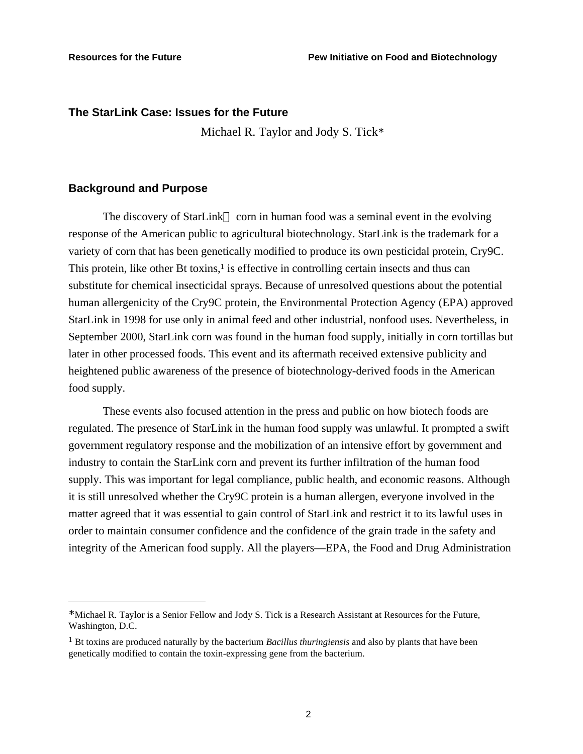## The StarLink Case: Issues for the Future

Michael R. Taylor and Jody S. Tick*

### Background and Purpose

The discovery of StarLink corn in human food was a seminal event in the evolving response of the American public to agricultural biotechnology. StarLink is the trademark for a variety of corn that has been genetically modified to produce its own pesticidal protein, Cry9C. This protein, like other Bt toxins,[1] is effective in controlling certain insects and thus can substitute for chemical insecticidal sprays. Because of unresolved questions about the potential human allergenicity of the Cry9C protein, the Environmental Protection Agency (EPA) approved StarLink in 1998 for use only in animal feed and other industrial, nonfood uses. Nevertheless, in September 2000, StarLink corn was found in the human food supply, initially in corn tortillas but later in other processed foods. This event and its aftermath received extensive publicity and heightened public awareness of the presence of biotechnology-derived foods in the American food supply.

These events also focused attention in the press and public on how biotech foods are regulated. The presence of StarLink in the human food supply was unlawful. It prompted a swift government regulatory response and the mobilization of an intensive effort by government and industry to contain the StarLink corn and prevent its further infiltration of the human food supply. This was important for legal compliance, public health, and economic reasons. Although it is still unresolved whether the Cry9C protein is a human allergen, everyone involved in the matter agreed that it was essential to gain control of StarLink and restrict it to its lawful uses in order to maintain consumer confidence and the confidence of the grain trade in the safety and integrity of the American food supply. All the players—EPA, the Food and Drug Administration

---

*Michael R. Taylor is a Senior Fellow and Jody S. Tick is a Research Assistant at Resources for the Future, Washington, D.C.

[1] Bt toxins are produced naturally by the bacterium *Bacillus thuringiensis* and also by plants that have been genetically modified to contain the toxin-expressing gene from the bacterium.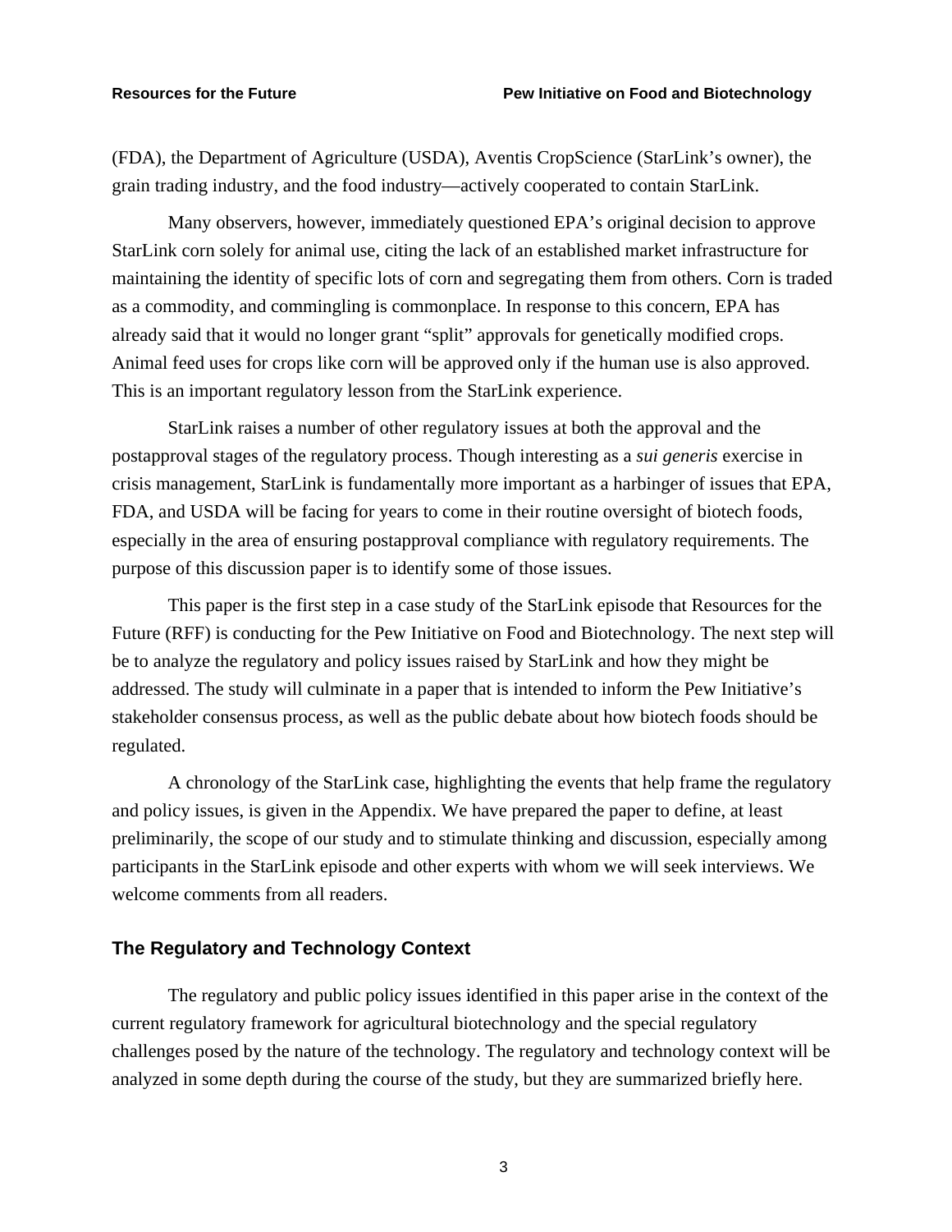(FDA), the Department of Agriculture (USDA), Aventis CropScience (StarLink's owner), the grain trading industry, and the food industry—actively cooperated to contain StarLink.

Many observers, however, immediately questioned EPA's original decision to approve StarLink corn solely for animal use, citing the lack of an established market infrastructure for maintaining the identity of specific lots of corn and segregating them from others. Corn is traded as a commodity, and commingling is commonplace. In response to this concern, EPA has already said that it would no longer grant "split" approvals for genetically modified crops. Animal feed uses for crops like corn will be approved only if the human use is also approved. This is an important regulatory lesson from the StarLink experience.

StarLink raises a number of other regulatory issues at both the approval and the postapproval stages of the regulatory process. Though interesting as a *sui generis* exercise in crisis management, StarLink is fundamentally more important as a harbinger of issues that EPA, FDA, and USDA will be facing for years to come in their routine oversight of biotech foods, especially in the area of ensuring postapproval compliance with regulatory requirements. The purpose of this discussion paper is to identify some of those issues.

This paper is the first step in a case study of the StarLink episode that Resources for the Future (RFF) is conducting for the Pew Initiative on Food and Biotechnology. The next step will be to analyze the regulatory and policy issues raised by StarLink and how they might be addressed. The study will culminate in a paper that is intended to inform the Pew Initiative's stakeholder consensus process, as well as the public debate about how biotech foods should be regulated.

A chronology of the StarLink case, highlighting the events that help frame the regulatory and policy issues, is given in the Appendix. We have prepared the paper to define, at least preliminarily, the scope of our study and to stimulate thinking and discussion, especially among participants in the StarLink episode and other experts with whom we will seek interviews. We welcome comments from all readers.

## The Regulatory and Technology Context

The regulatory and public policy issues identified in this paper arise in the context of the current regulatory framework for agricultural biotechnology and the special regulatory challenges posed by the nature of the technology. The regulatory and technology context will be analyzed in some depth during the course of the study, but they are summarized briefly here.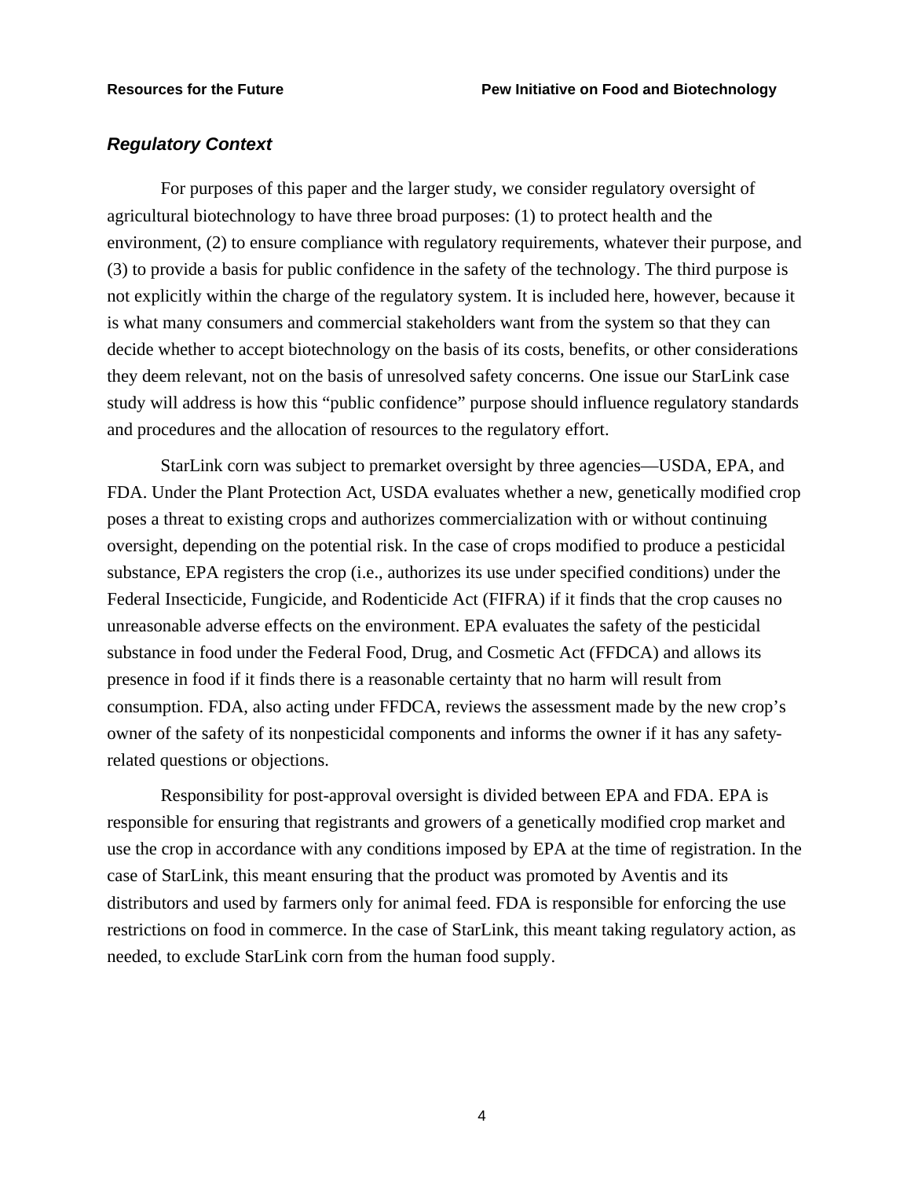### *Regulatory Context*

For purposes of this paper and the larger study, we consider regulatory oversight of agricultural biotechnology to have three broad purposes: (1) to protect health and the environment, (2) to ensure compliance with regulatory requirements, whatever their purpose, and (3) to provide a basis for public confidence in the safety of the technology. The third purpose is not explicitly within the charge of the regulatory system. It is included here, however, because it is what many consumers and commercial stakeholders want from the system so that they can decide whether to accept biotechnology on the basis of its costs, benefits, or other considerations they deem relevant, not on the basis of unresolved safety concerns. One issue our StarLink case study will address is how this "public confidence" purpose should influence regulatory standards and procedures and the allocation of resources to the regulatory effort.

StarLink corn was subject to premarket oversight by three agencies—USDA, EPA, and FDA. Under the Plant Protection Act, USDA evaluates whether a new, genetically modified crop poses a threat to existing crops and authorizes commercialization with or without continuing oversight, depending on the potential risk. In the case of crops modified to produce a pesticidal substance, EPA registers the crop (i.e., authorizes its use under specified conditions) under the Federal Insecticide, Fungicide, and Rodenticide Act (FIFRA) if it finds that the crop causes no unreasonable adverse effects on the environment. EPA evaluates the safety of the pesticidal substance in food under the Federal Food, Drug, and Cosmetic Act (FFDCA) and allows its presence in food if it finds there is a reasonable certainty that no harm will result from consumption. FDA, also acting under FFDCA, reviews the assessment made by the new crop's owner of the safety of its nonpesticidal components and informs the owner if it has any safety-related questions or objections.

Responsibility for post-approval oversight is divided between EPA and FDA. EPA is responsible for ensuring that registrants and growers of a genetically modified crop market and use the crop in accordance with any conditions imposed by EPA at the time of registration. In the case of StarLink, this meant ensuring that the product was promoted by Aventis and its distributors and used by farmers only for animal feed. FDA is responsible for enforcing the use restrictions on food in commerce. In the case of StarLink, this meant taking regulatory action, as needed, to exclude StarLink corn from the human food supply.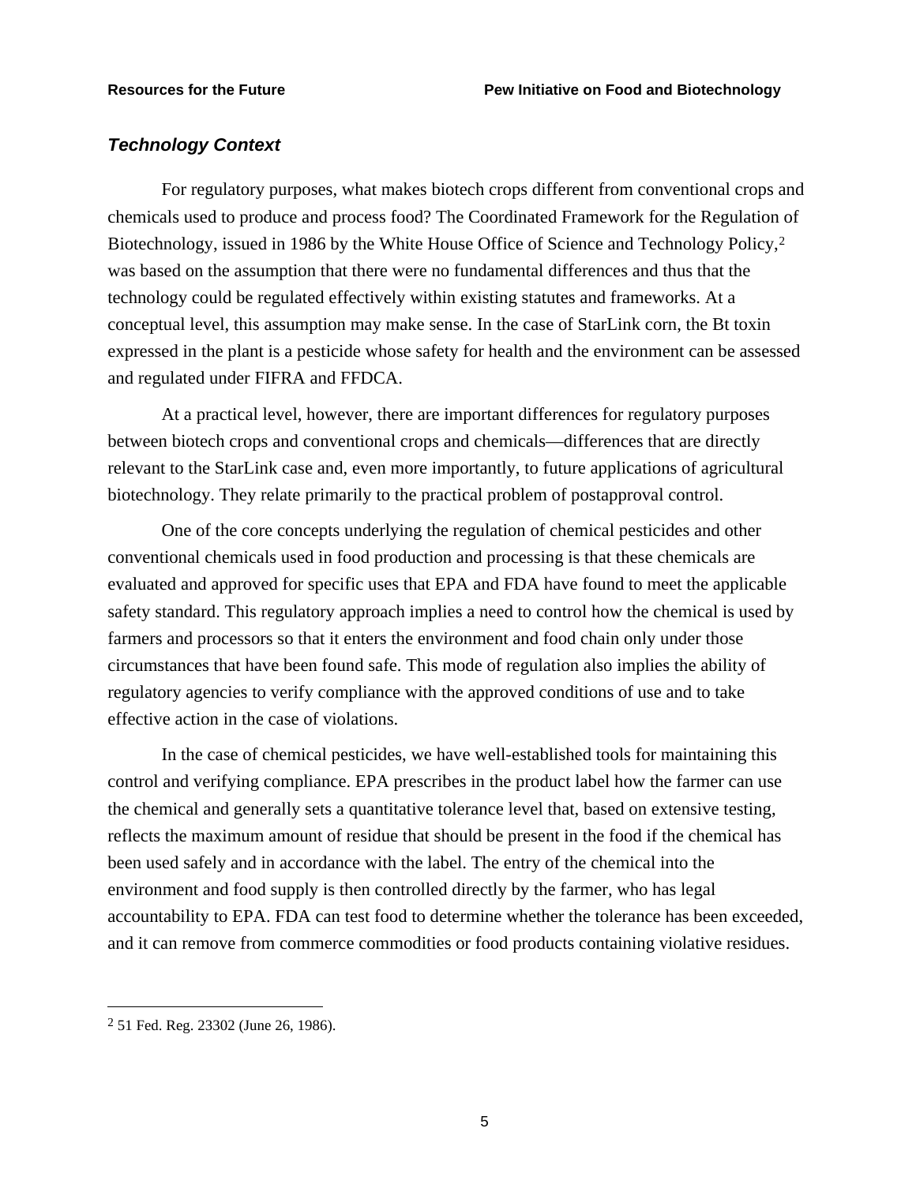### *Technology Context*

For regulatory purposes, what makes biotech crops different from conventional crops and chemicals used to produce and process food? The Coordinated Framework for the Regulation of Biotechnology, issued in 1986 by the White House Office of Science and Technology Policy,[2] was based on the assumption that there were no fundamental differences and thus that the technology could be regulated effectively within existing statutes and frameworks. At a conceptual level, this assumption may make sense. In the case of StarLink corn, the Bt toxin expressed in the plant is a pesticide whose safety for health and the environment can be assessed and regulated under FIFRA and FFDCA.

At a practical level, however, there are important differences for regulatory purposes between biotech crops and conventional crops and chemicals—differences that are directly relevant to the StarLink case and, even more importantly, to future applications of agricultural biotechnology. They relate primarily to the practical problem of postapproval control.

One of the core concepts underlying the regulation of chemical pesticides and other conventional chemicals used in food production and processing is that these chemicals are evaluated and approved for specific uses that EPA and FDA have found to meet the applicable safety standard. This regulatory approach implies a need to control how the chemical is used by farmers and processors so that it enters the environment and food chain only under those circumstances that have been found safe. This mode of regulation also implies the ability of regulatory agencies to verify compliance with the approved conditions of use and to take effective action in the case of violations.

In the case of chemical pesticides, we have well-established tools for maintaining this control and verifying compliance. EPA prescribes in the product label how the farmer can use the chemical and generally sets a quantitative tolerance level that, based on extensive testing, reflects the maximum amount of residue that should be present in the food if the chemical has been used safely and in accordance with the label. The entry of the chemical into the environment and food supply is then controlled directly by the farmer, who has legal accountability to EPA. FDA can test food to determine whether the tolerance has been exceeded, and it can remove from commerce commodities or food products containing violative residues.

---

[2] 51 Fed. Reg. 23302 (June 26, 1986).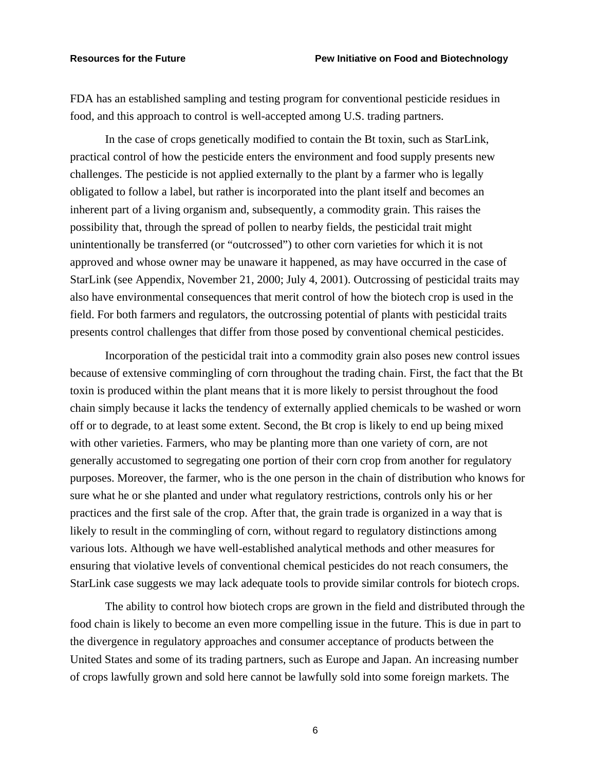FDA has an established sampling and testing program for conventional pesticide residues in food, and this approach to control is well-accepted among U.S. trading partners.

In the case of crops genetically modified to contain the Bt toxin, such as StarLink, practical control of how the pesticide enters the environment and food supply presents new challenges. The pesticide is not applied externally to the plant by a farmer who is legally obligated to follow a label, but rather is incorporated into the plant itself and becomes an inherent part of a living organism and, subsequently, a commodity grain. This raises the possibility that, through the spread of pollen to nearby fields, the pesticidal trait might unintentionally be transferred (or "outcrossed") to other corn varieties for which it is not approved and whose owner may be unaware it happened, as may have occurred in the case of StarLink (see Appendix, November 21, 2000; July 4, 2001). Outcrossing of pesticidal traits may also have environmental consequences that merit control of how the biotech crop is used in the field. For both farmers and regulators, the outcrossing potential of plants with pesticidal traits presents control challenges that differ from those posed by conventional chemical pesticides.

Incorporation of the pesticidal trait into a commodity grain also poses new control issues because of extensive commingling of corn throughout the trading chain. First, the fact that the Bt toxin is produced within the plant means that it is more likely to persist throughout the food chain simply because it lacks the tendency of externally applied chemicals to be washed or worn off or to degrade, to at least some extent. Second, the Bt crop is likely to end up being mixed with other varieties. Farmers, who may be planting more than one variety of corn, are not generally accustomed to segregating one portion of their corn crop from another for regulatory purposes. Moreover, the farmer, who is the one person in the chain of distribution who knows for sure what he or she planted and under what regulatory restrictions, controls only his or her practices and the first sale of the crop. After that, the grain trade is organized in a way that is likely to result in the commingling of corn, without regard to regulatory distinctions among various lots. Although we have well-established analytical methods and other measures for ensuring that violative levels of conventional chemical pesticides do not reach consumers, the StarLink case suggests we may lack adequate tools to provide similar controls for biotech crops.

The ability to control how biotech crops are grown in the field and distributed through the food chain is likely to become an even more compelling issue in the future. This is due in part to the divergence in regulatory approaches and consumer acceptance of products between the United States and some of its trading partners, such as Europe and Japan. An increasing number of crops lawfully grown and sold here cannot be lawfully sold into some foreign markets. The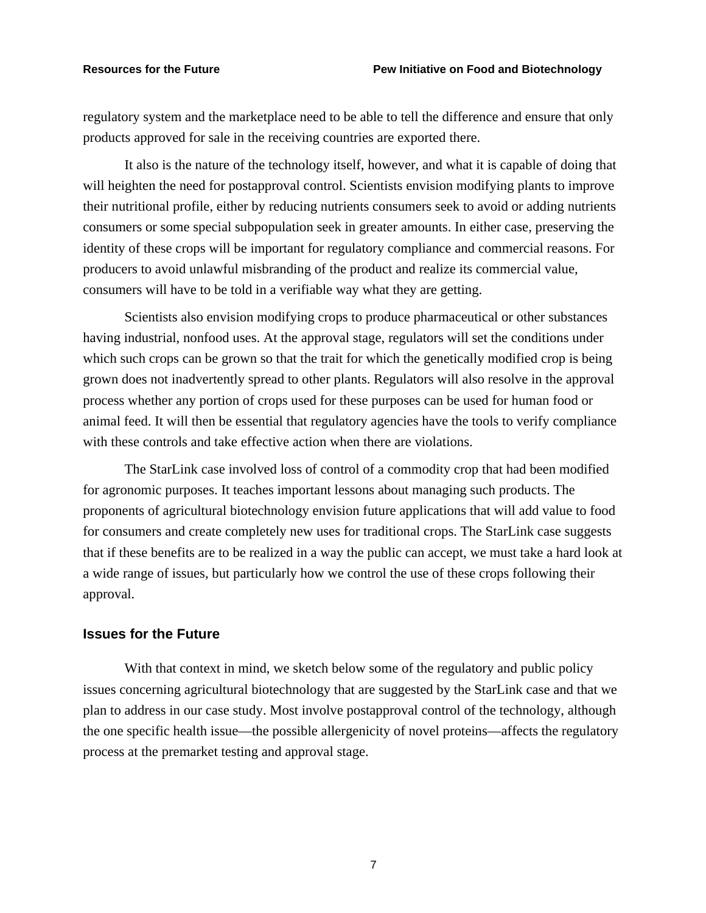regulatory system and the marketplace need to be able to tell the difference and ensure that only products approved for sale in the receiving countries are exported there.

It also is the nature of the technology itself, however, and what it is capable of doing that will heighten the need for postapproval control. Scientists envision modifying plants to improve their nutritional profile, either by reducing nutrients consumers seek to avoid or adding nutrients consumers or some special subpopulation seek in greater amounts. In either case, preserving the identity of these crops will be important for regulatory compliance and commercial reasons. For producers to avoid unlawful misbranding of the product and realize its commercial value, consumers will have to be told in a verifiable way what they are getting.

Scientists also envision modifying crops to produce pharmaceutical or other substances having industrial, nonfood uses. At the approval stage, regulators will set the conditions under which such crops can be grown so that the trait for which the genetically modified crop is being grown does not inadvertently spread to other plants. Regulators will also resolve in the approval process whether any portion of crops used for these purposes can be used for human food or animal feed. It will then be essential that regulatory agencies have the tools to verify compliance with these controls and take effective action when there are violations.

The StarLink case involved loss of control of a commodity crop that had been modified for agronomic purposes. It teaches important lessons about managing such products. The proponents of agricultural biotechnology envision future applications that will add value to food for consumers and create completely new uses for traditional crops. The StarLink case suggests that if these benefits are to be realized in a way the public can accept, we must take a hard look at a wide range of issues, but particularly how we control the use of these crops following their approval.

## Issues for the Future

With that context in mind, we sketch below some of the regulatory and public policy issues concerning agricultural biotechnology that are suggested by the StarLink case and that we plan to address in our case study. Most involve postapproval control of the technology, although the one specific health issue—the possible allergenicity of novel proteins—affects the regulatory process at the premarket testing and approval stage.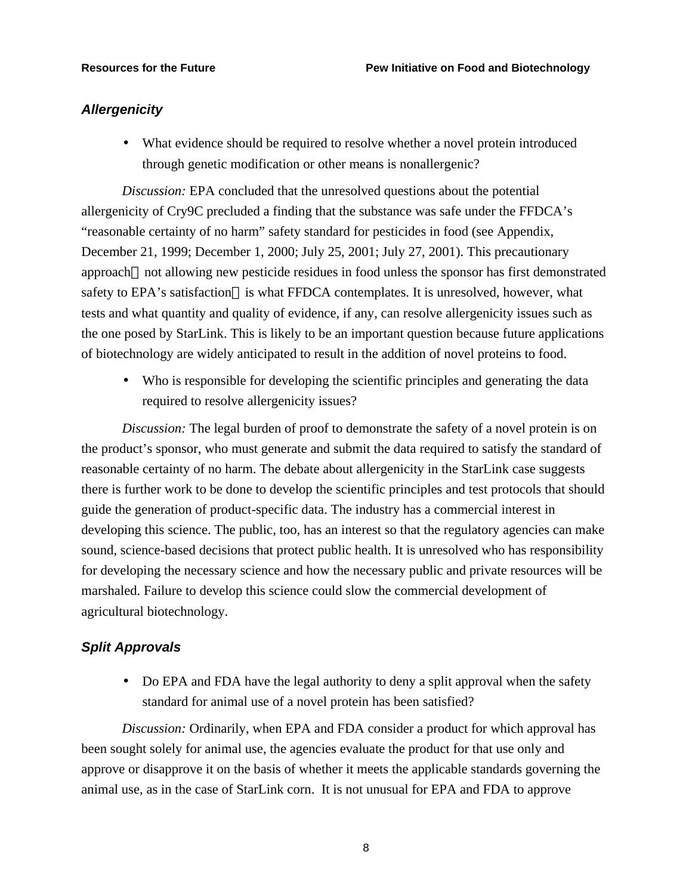### *Allergenicity*

- What evidence should be required to resolve whether a novel protein introduced through genetic modification or other means is nonallergenic?

*Discussion:* EPA concluded that the unresolved questions about the potential allergenicity of Cry9C precluded a finding that the substance was safe under the FFDCA's "reasonable certainty of no harm" safety standard for pesticides in food (see Appendix, December 21, 1999; December 1, 2000; July 25, 2001; July 27, 2001). This precautionary approach—not allowing new pesticide residues in food unless the sponsor has first demonstrated safety to EPA's satisfaction—is what FFDCA contemplates. It is unresolved, however, what tests and what quantity and quality of evidence, if any, can resolve allergenicity issues such as the one posed by StarLink. This is likely to be an important question because future applications of biotechnology are widely anticipated to result in the addition of novel proteins to food.

- Who is responsible for developing the scientific principles and generating the data required to resolve allergenicity issues?

*Discussion:* The legal burden of proof to demonstrate the safety of a novel protein is on the product's sponsor, who must generate and submit the data required to satisfy the standard of reasonable certainty of no harm. The debate about allergenicity in the StarLink case suggests there is further work to be done to develop the scientific principles and test protocols that should guide the generation of product-specific data. The industry has a commercial interest in developing this science. The public, too, has an interest so that the regulatory agencies can make sound, science-based decisions that protect public health. It is unresolved who has responsibility for developing the necessary science and how the necessary public and private resources will be marshaled. Failure to develop this science could slow the commercial development of agricultural biotechnology.

### *Split Approvals*

- Do EPA and FDA have the legal authority to deny a split approval when the safety standard for animal use of a novel protein has been satisfied?

*Discussion:* Ordinarily, when EPA and FDA consider a product for which approval has been sought solely for animal use, the agencies evaluate the product for that use only and approve or disapprove it on the basis of whether it meets the applicable standards governing the animal use, as in the case of StarLink corn. It is not unusual for EPA and FDA to approve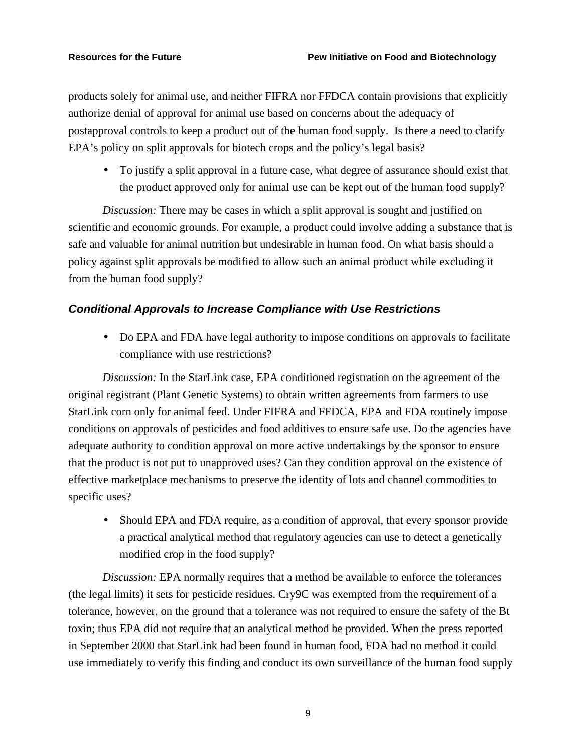products solely for animal use, and neither FIFRA nor FFDCA contain provisions that explicitly authorize denial of approval for animal use based on concerns about the adequacy of postapproval controls to keep a product out of the human food supply. Is there a need to clarify EPA's policy on split approvals for biotech crops and the policy's legal basis?

- To justify a split approval in a future case, what degree of assurance should exist that the product approved only for animal use can be kept out of the human food supply?

*Discussion:* There may be cases in which a split approval is sought and justified on scientific and economic grounds. For example, a product could involve adding a substance that is safe and valuable for animal nutrition but undesirable in human food. On what basis should a policy against split approvals be modified to allow such an animal product while excluding it from the human food supply?

### *Conditional Approvals to Increase Compliance with Use Restrictions*

- Do EPA and FDA have legal authority to impose conditions on approvals to facilitate compliance with use restrictions?

*Discussion:* In the StarLink case, EPA conditioned registration on the agreement of the original registrant (Plant Genetic Systems) to obtain written agreements from farmers to use StarLink corn only for animal feed. Under FIFRA and FFDCA, EPA and FDA routinely impose conditions on approvals of pesticides and food additives to ensure safe use. Do the agencies have adequate authority to condition approval on more active undertakings by the sponsor to ensure that the product is not put to unapproved uses? Can they condition approval on the existence of effective marketplace mechanisms to preserve the identity of lots and channel commodities to specific uses?

- Should EPA and FDA require, as a condition of approval, that every sponsor provide a practical analytical method that regulatory agencies can use to detect a genetically modified crop in the food supply?

*Discussion:* EPA normally requires that a method be available to enforce the tolerances (the legal limits) it sets for pesticide residues. Cry9C was exempted from the requirement of a tolerance, however, on the ground that a tolerance was not required to ensure the safety of the Bt toxin; thus EPA did not require that an analytical method be provided. When the press reported in September 2000 that StarLink had been found in human food, FDA had no method it could use immediately to verify this finding and conduct its own surveillance of the human food supply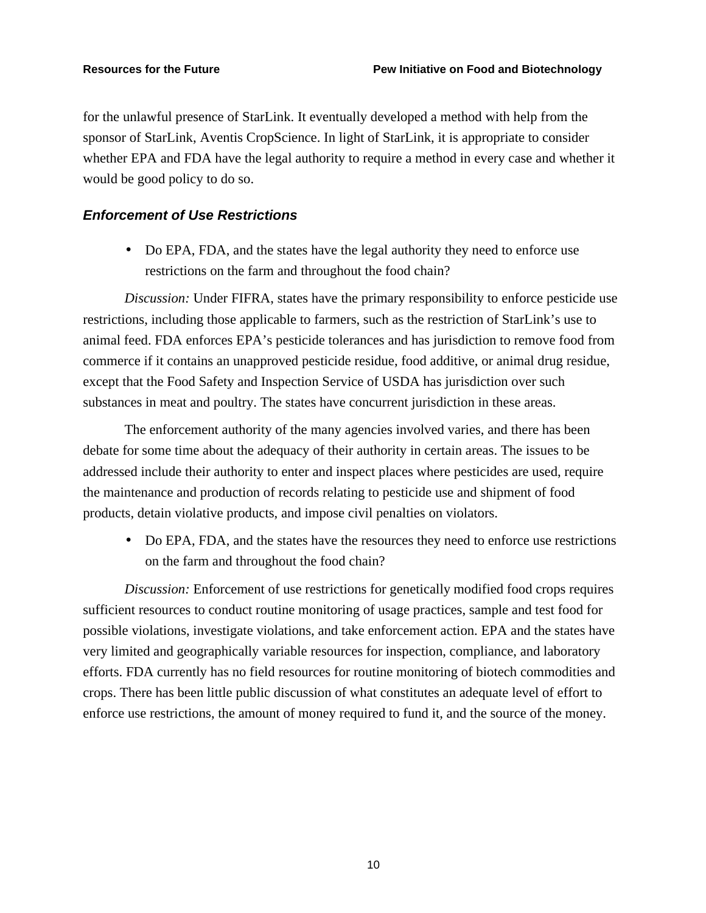for the unlawful presence of StarLink. It eventually developed a method with help from the sponsor of StarLink, Aventis CropScience. In light of StarLink, it is appropriate to consider whether EPA and FDA have the legal authority to require a method in every case and whether it would be good policy to do so.

### *Enforcement of Use Restrictions*

- Do EPA, FDA, and the states have the legal authority they need to enforce use restrictions on the farm and throughout the food chain?

*Discussion:* Under FIFRA, states have the primary responsibility to enforce pesticide use restrictions, including those applicable to farmers, such as the restriction of StarLink's use to animal feed. FDA enforces EPA's pesticide tolerances and has jurisdiction to remove food from commerce if it contains an unapproved pesticide residue, food additive, or animal drug residue, except that the Food Safety and Inspection Service of USDA has jurisdiction over such substances in meat and poultry. The states have concurrent jurisdiction in these areas.

The enforcement authority of the many agencies involved varies, and there has been debate for some time about the adequacy of their authority in certain areas. The issues to be addressed include their authority to enter and inspect places where pesticides are used, require the maintenance and production of records relating to pesticide use and shipment of food products, detain violative products, and impose civil penalties on violators.

- Do EPA, FDA, and the states have the resources they need to enforce use restrictions on the farm and throughout the food chain?

*Discussion:* Enforcement of use restrictions for genetically modified food crops requires sufficient resources to conduct routine monitoring of usage practices, sample and test food for possible violations, investigate violations, and take enforcement action. EPA and the states have very limited and geographically variable resources for inspection, compliance, and laboratory efforts. FDA currently has no field resources for routine monitoring of biotech commodities and crops. There has been little public discussion of what constitutes an adequate level of effort to enforce use restrictions, the amount of money required to fund it, and the source of the money.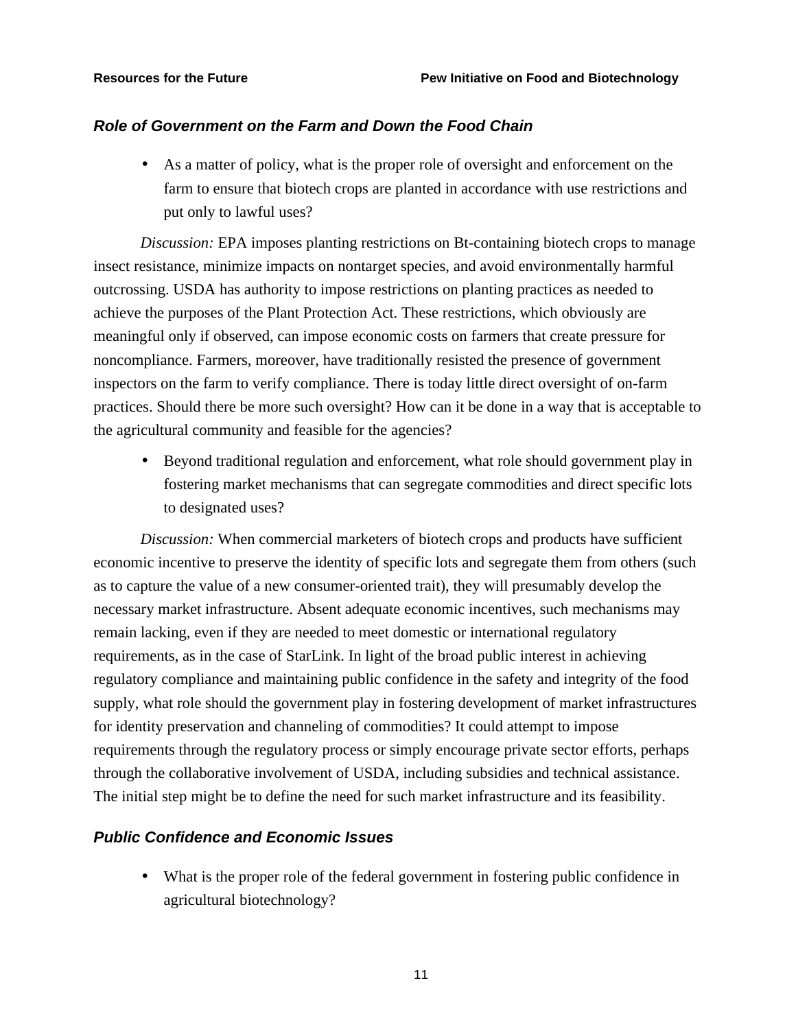### *Role of Government on the Farm and Down the Food Chain*

- As a matter of policy, what is the proper role of oversight and enforcement on the farm to ensure that biotech crops are planted in accordance with use restrictions and put only to lawful uses?

*Discussion:* EPA imposes planting restrictions on Bt-containing biotech crops to manage insect resistance, minimize impacts on nontarget species, and avoid environmentally harmful outcrossing. USDA has authority to impose restrictions on planting practices as needed to achieve the purposes of the Plant Protection Act. These restrictions, which obviously are meaningful only if observed, can impose economic costs on farmers that create pressure for noncompliance. Farmers, moreover, have traditionally resisted the presence of government inspectors on the farm to verify compliance. There is today little direct oversight of on-farm practices. Should there be more such oversight? How can it be done in a way that is acceptable to the agricultural community and feasible for the agencies?

- Beyond traditional regulation and enforcement, what role should government play in fostering market mechanisms that can segregate commodities and direct specific lots to designated uses?

*Discussion:* When commercial marketers of biotech crops and products have sufficient economic incentive to preserve the identity of specific lots and segregate them from others (such as to capture the value of a new consumer-oriented trait), they will presumably develop the necessary market infrastructure. Absent adequate economic incentives, such mechanisms may remain lacking, even if they are needed to meet domestic or international regulatory requirements, as in the case of StarLink. In light of the broad public interest in achieving regulatory compliance and maintaining public confidence in the safety and integrity of the food supply, what role should the government play in fostering development of market infrastructures for identity preservation and channeling of commodities? It could attempt to impose requirements through the regulatory process or simply encourage private sector efforts, perhaps through the collaborative involvement of USDA, including subsidies and technical assistance. The initial step might be to define the need for such market infrastructure and its feasibility.

### *Public Confidence and Economic Issues*

- What is the proper role of the federal government in fostering public confidence in agricultural biotechnology?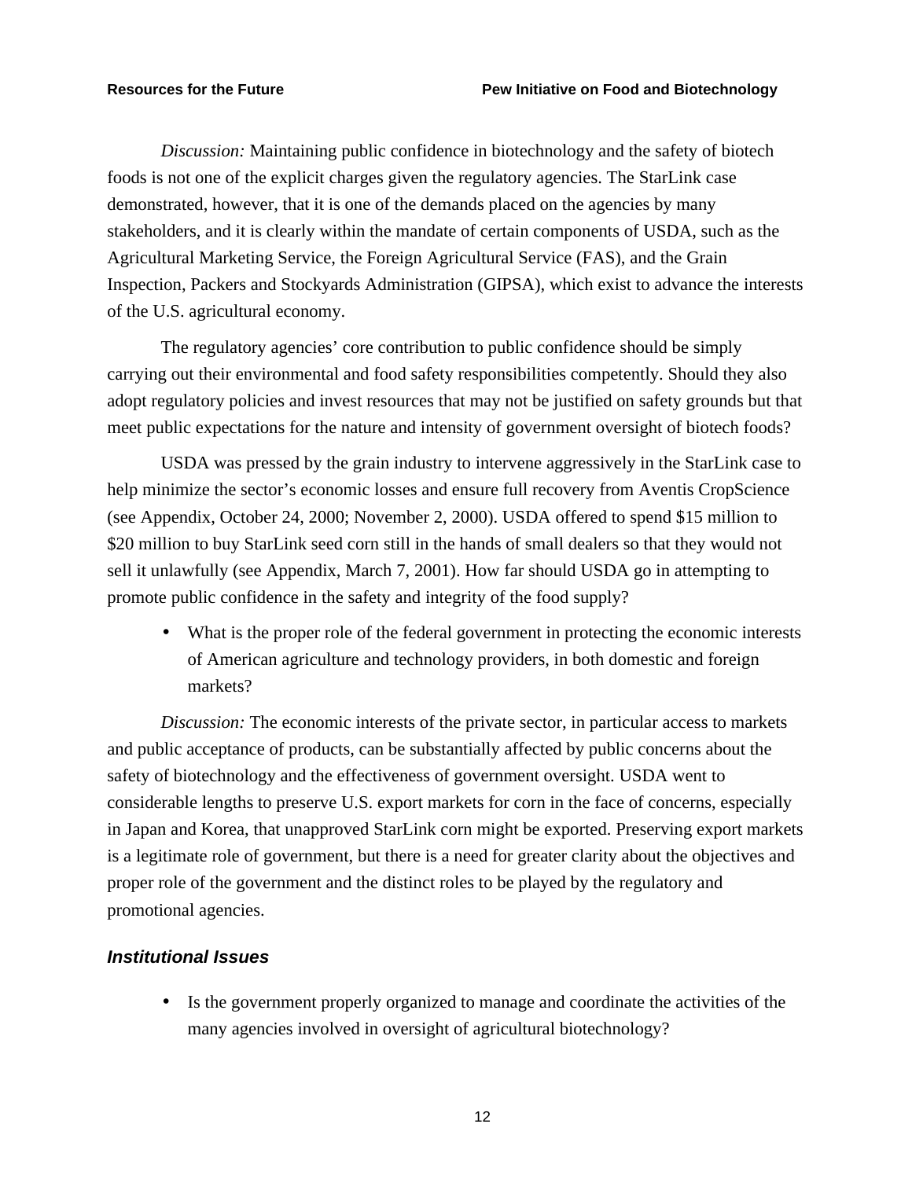*Discussion:* Maintaining public confidence in biotechnology and the safety of biotech foods is not one of the explicit charges given the regulatory agencies. The StarLink case demonstrated, however, that it is one of the demands placed on the agencies by many stakeholders, and it is clearly within the mandate of certain components of USDA, such as the Agricultural Marketing Service, the Foreign Agricultural Service (FAS), and the Grain Inspection, Packers and Stockyards Administration (GIPSA), which exist to advance the interests of the U.S. agricultural economy.

The regulatory agencies' core contribution to public confidence should be simply carrying out their environmental and food safety responsibilities competently. Should they also adopt regulatory policies and invest resources that may not be justified on safety grounds but that meet public expectations for the nature and intensity of government oversight of biotech foods?

USDA was pressed by the grain industry to intervene aggressively in the StarLink case to help minimize the sector's economic losses and ensure full recovery from Aventis CropScience (see Appendix, October 24, 2000; November 2, 2000). USDA offered to spend \$15 million to \$20 million to buy StarLink seed corn still in the hands of small dealers so that they would not sell it unlawfully (see Appendix, March 7, 2001). How far should USDA go in attempting to promote public confidence in the safety and integrity of the food supply?

- What is the proper role of the federal government in protecting the economic interests of American agriculture and technology providers, in both domestic and foreign markets?

*Discussion:* The economic interests of the private sector, in particular access to markets and public acceptance of products, can be substantially affected by public concerns about the safety of biotechnology and the effectiveness of government oversight. USDA went to considerable lengths to preserve U.S. export markets for corn in the face of concerns, especially in Japan and Korea, that unapproved StarLink corn might be exported. Preserving export markets is a legitimate role of government, but there is a need for greater clarity about the objectives and proper role of the government and the distinct roles to be played by the regulatory and promotional agencies.

### *Institutional Issues*

- Is the government properly organized to manage and coordinate the activities of the many agencies involved in oversight of agricultural biotechnology?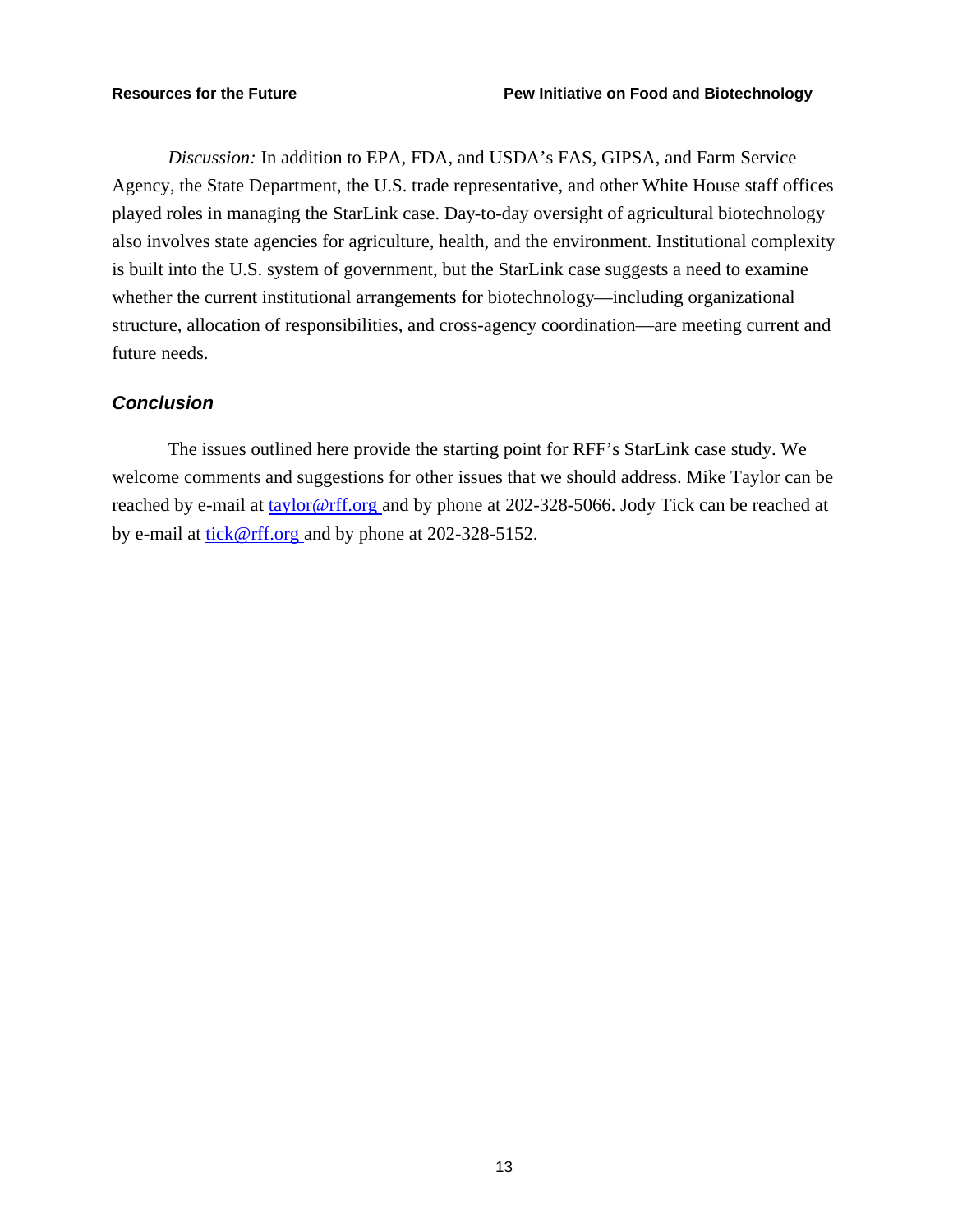*Discussion:* In addition to EPA, FDA, and USDA's FAS, GIPSA, and Farm Service Agency, the State Department, the U.S. trade representative, and other White House staff offices played roles in managing the StarLink case. Day-to-day oversight of agricultural biotechnology also involves state agencies for agriculture, health, and the environment. Institutional complexity is built into the U.S. system of government, but the StarLink case suggests a need to examine whether the current institutional arrangements for biotechnology—including organizational structure, allocation of responsibilities, and cross-agency coordination—are meeting current and future needs.

### *Conclusion*

The issues outlined here provide the starting point for RFF's StarLink case study. We welcome comments and suggestions for other issues that we should address. Mike Taylor can be reached by e-mail at taylor@rff.org and by phone at 202-328-5066. Jody Tick can be reached at by e-mail at tick@rff.org and by phone at 202-328-5152.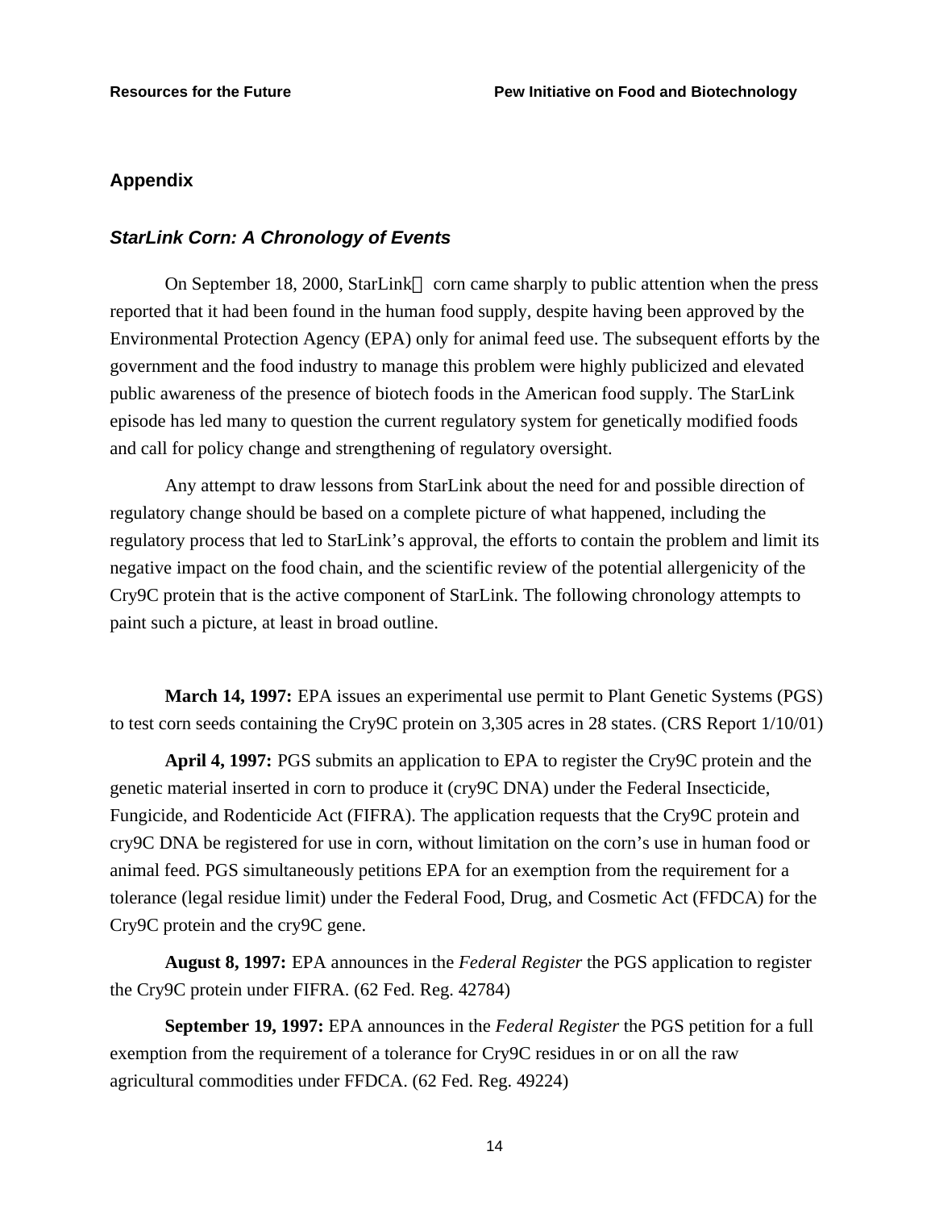## Appendix

### *StarLink Corn: A Chronology of Events*

On September 18, 2000, StarLink corn came sharply to public attention when the press reported that it had been found in the human food supply, despite having been approved by the Environmental Protection Agency (EPA) only for animal feed use. The subsequent efforts by the government and the food industry to manage this problem were highly publicized and elevated public awareness of the presence of biotech foods in the American food supply. The StarLink episode has led many to question the current regulatory system for genetically modified foods and call for policy change and strengthening of regulatory oversight.

Any attempt to draw lessons from StarLink about the need for and possible direction of regulatory change should be based on a complete picture of what happened, including the regulatory process that led to StarLink's approval, the efforts to contain the problem and limit its negative impact on the food chain, and the scientific review of the potential allergenicity of the Cry9C protein that is the active component of StarLink. The following chronology attempts to paint such a picture, at least in broad outline.

**March 14, 1997:** EPA issues an experimental use permit to Plant Genetic Systems (PGS) to test corn seeds containing the Cry9C protein on 3,305 acres in 28 states. (CRS Report 1/10/01)

**April 4, 1997:** PGS submits an application to EPA to register the Cry9C protein and the genetic material inserted in corn to produce it (cry9C DNA) under the Federal Insecticide, Fungicide, and Rodenticide Act (FIFRA). The application requests that the Cry9C protein and cry9C DNA be registered for use in corn, without limitation on the corn's use in human food or animal feed. PGS simultaneously petitions EPA for an exemption from the requirement for a tolerance (legal residue limit) under the Federal Food, Drug, and Cosmetic Act (FFDCA) for the Cry9C protein and the cry9C gene.

**August 8, 1997:** EPA announces in the *Federal Register* the PGS application to register the Cry9C protein under FIFRA. (62 Fed. Reg. 42784)

**September 19, 1997:** EPA announces in the *Federal Register* the PGS petition for a full exemption from the requirement of a tolerance for Cry9C residues in or on all the raw agricultural commodities under FFDCA. (62 Fed. Reg. 49224)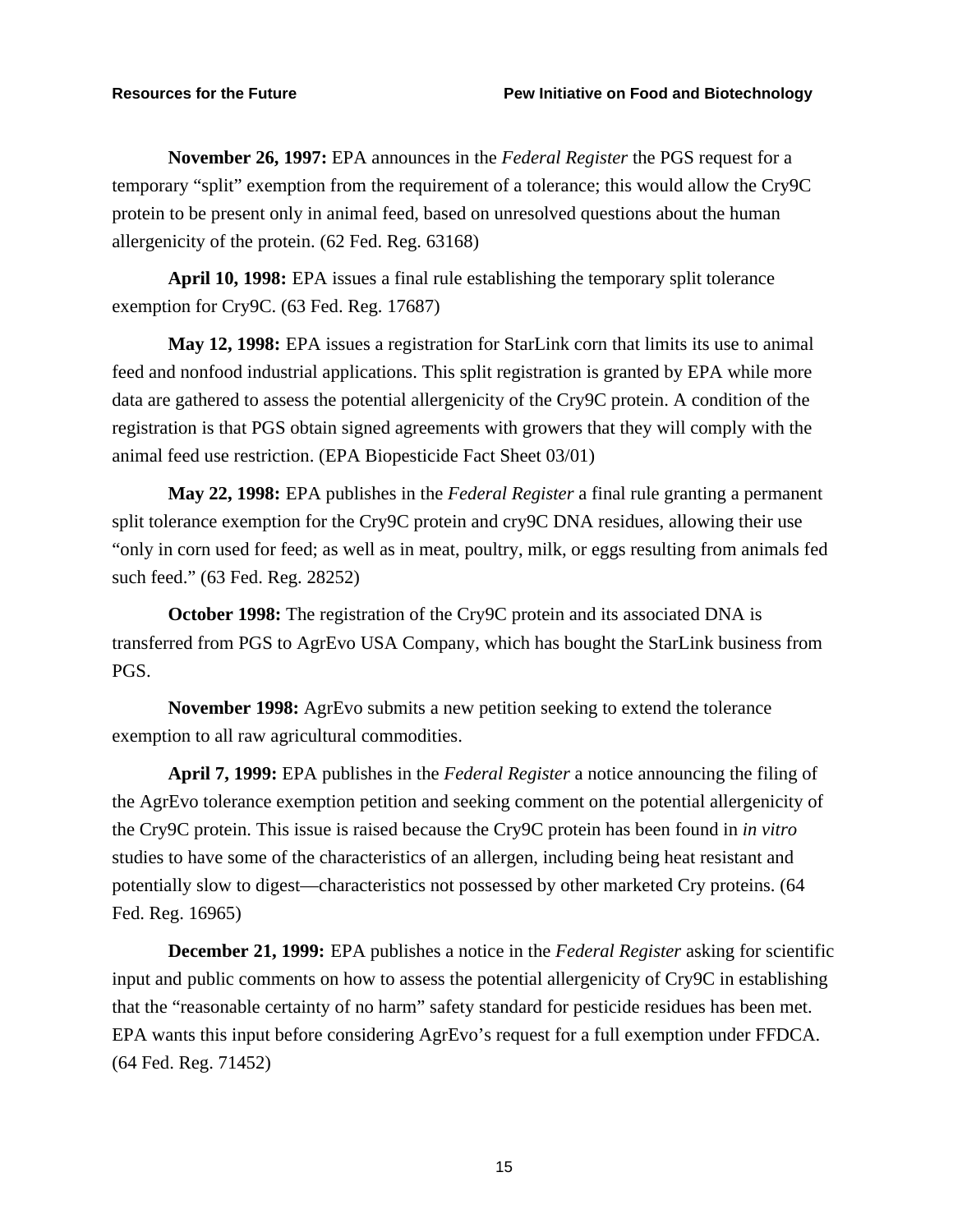**November 26, 1997:** EPA announces in the *Federal Register* the PGS request for a temporary "split" exemption from the requirement of a tolerance; this would allow the Cry9C protein to be present only in animal feed, based on unresolved questions about the human allergenicity of the protein. (62 Fed. Reg. 63168)

**April 10, 1998:** EPA issues a final rule establishing the temporary split tolerance exemption for Cry9C. (63 Fed. Reg. 17687)

**May 12, 1998:** EPA issues a registration for StarLink corn that limits its use to animal feed and nonfood industrial applications. This split registration is granted by EPA while more data are gathered to assess the potential allergenicity of the Cry9C protein. A condition of the registration is that PGS obtain signed agreements with growers that they will comply with the animal feed use restriction. (EPA Biopesticide Fact Sheet 03/01)

**May 22, 1998:** EPA publishes in the *Federal Register* a final rule granting a permanent split tolerance exemption for the Cry9C protein and cry9C DNA residues, allowing their use "only in corn used for feed; as well as in meat, poultry, milk, or eggs resulting from animals fed such feed." (63 Fed. Reg. 28252)

**October 1998:** The registration of the Cry9C protein and its associated DNA is transferred from PGS to AgrEvo USA Company, which has bought the StarLink business from PGS.

**November 1998:** AgrEvo submits a new petition seeking to extend the tolerance exemption to all raw agricultural commodities.

**April 7, 1999:** EPA publishes in the *Federal Register* a notice announcing the filing of the AgrEvo tolerance exemption petition and seeking comment on the potential allergenicity of the Cry9C protein. This issue is raised because the Cry9C protein has been found in *in vitro* studies to have some of the characteristics of an allergen, including being heat resistant and potentially slow to digest—characteristics not possessed by other marketed Cry proteins. (64 Fed. Reg. 16965)

**December 21, 1999:** EPA publishes a notice in the *Federal Register* asking for scientific input and public comments on how to assess the potential allergenicity of Cry9C in establishing that the "reasonable certainty of no harm" safety standard for pesticide residues has been met. EPA wants this input before considering AgrEvo's request for a full exemption under FFDCA. (64 Fed. Reg. 71452)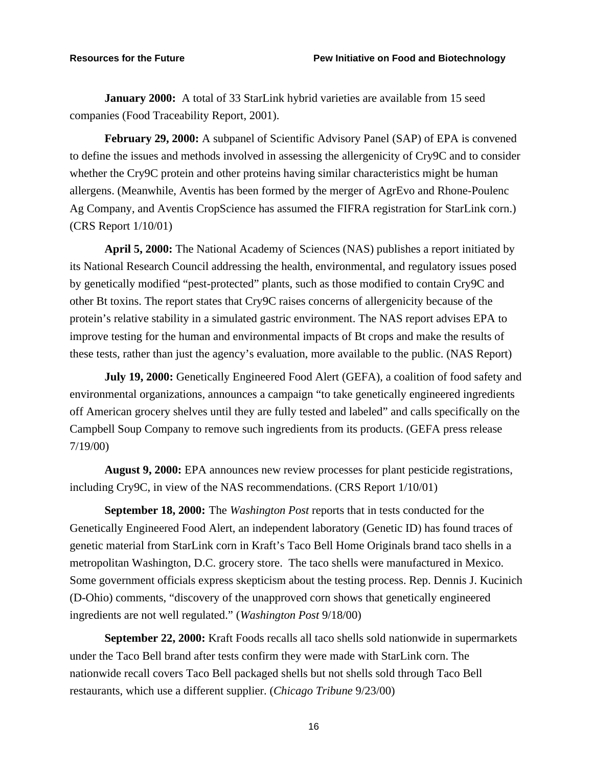**January 2000:** A total of 33 StarLink hybrid varieties are available from 15 seed companies (Food Traceability Report, 2001).

**February 29, 2000:** A subpanel of Scientific Advisory Panel (SAP) of EPA is convened to define the issues and methods involved in assessing the allergenicity of Cry9C and to consider whether the Cry9C protein and other proteins having similar characteristics might be human allergens. (Meanwhile, Aventis has been formed by the merger of AgrEvo and Rhone-Poulenc Ag Company, and Aventis CropScience has assumed the FIFRA registration for StarLink corn.) (CRS Report 1/10/01)

**April 5, 2000:** The National Academy of Sciences (NAS) publishes a report initiated by its National Research Council addressing the health, environmental, and regulatory issues posed by genetically modified "pest-protected" plants, such as those modified to contain Cry9C and other Bt toxins. The report states that Cry9C raises concerns of allergenicity because of the protein's relative stability in a simulated gastric environment. The NAS report advises EPA to improve testing for the human and environmental impacts of Bt crops and make the results of these tests, rather than just the agency's evaluation, more available to the public. (NAS Report)

**July 19, 2000:** Genetically Engineered Food Alert (GEFA), a coalition of food safety and environmental organizations, announces a campaign "to take genetically engineered ingredients off American grocery shelves until they are fully tested and labeled" and calls specifically on the Campbell Soup Company to remove such ingredients from its products. (GEFA press release 7/19/00)

**August 9, 2000:** EPA announces new review processes for plant pesticide registrations, including Cry9C, in view of the NAS recommendations. (CRS Report 1/10/01)

**September 18, 2000:** The *Washington Post* reports that in tests conducted for the Genetically Engineered Food Alert, an independent laboratory (Genetic ID) has found traces of genetic material from StarLink corn in Kraft's Taco Bell Home Originals brand taco shells in a metropolitan Washington, D.C. grocery store. The taco shells were manufactured in Mexico. Some government officials express skepticism about the testing process. Rep. Dennis J. Kucinich (D-Ohio) comments, "discovery of the unapproved corn shows that genetically engineered ingredients are not well regulated." (*Washington Post* 9/18/00)

**September 22, 2000:** Kraft Foods recalls all taco shells sold nationwide in supermarkets under the Taco Bell brand after tests confirm they were made with StarLink corn. The nationwide recall covers Taco Bell packaged shells but not shells sold through Taco Bell restaurants, which use a different supplier. (*Chicago Tribune* 9/23/00)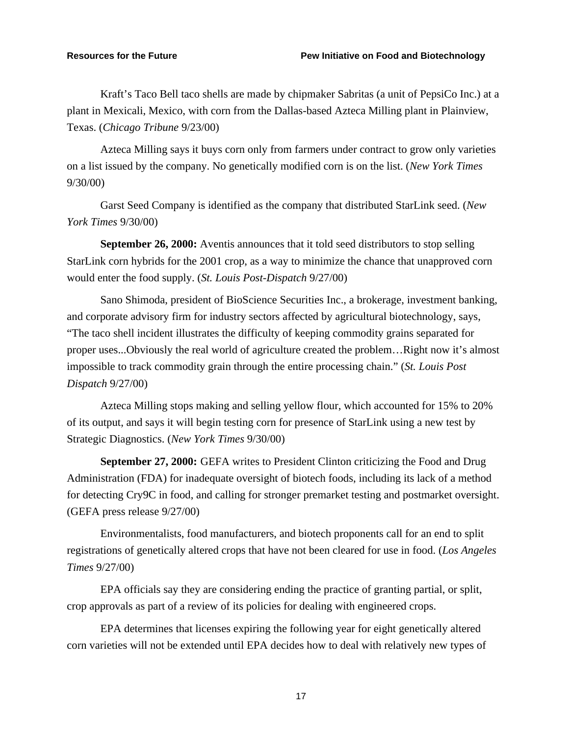Kraft’s Taco Bell taco shells are made by chipmaker Sabritas (a unit of PepsiCo Inc.) at a plant in Mexicali, Mexico, with corn from the Dallas-based Azteca Milling plant in Plainview, Texas. (*Chicago Tribune* 9/23/00)

Azteca Milling says it buys corn only from farmers under contract to grow only varieties on a list issued by the company. No genetically modified corn is on the list. (*New York Times* 9/30/00)

Garst Seed Company is identified as the company that distributed StarLink seed. (*New York Times* 9/30/00)

**September 26, 2000:** Aventis announces that it told seed distributors to stop selling StarLink corn hybrids for the 2001 crop, as a way to minimize the chance that unapproved corn would enter the food supply. (*St. Louis Post-Dispatch* 9/27/00)

Sano Shimoda, president of BioScience Securities Inc., a brokerage, investment banking, and corporate advisory firm for industry sectors affected by agricultural biotechnology, says, “The taco shell incident illustrates the difficulty of keeping commodity grains separated for proper uses...Obviously the real world of agriculture created the problem…Right now it’s almost impossible to track commodity grain through the entire processing chain.” (*St. Louis Post Dispatch* 9/27/00)

Azteca Milling stops making and selling yellow flour, which accounted for 15% to 20% of its output, and says it will begin testing corn for presence of StarLink using a new test by Strategic Diagnostics. (*New York Times* 9/30/00)

**September 27, 2000:** GEFA writes to President Clinton criticizing the Food and Drug Administration (FDA) for inadequate oversight of biotech foods, including its lack of a method for detecting Cry9C in food, and calling for stronger premarket testing and postmarket oversight. (GEFA press release 9/27/00)

Environmentalists, food manufacturers, and biotech proponents call for an end to split registrations of genetically altered crops that have not been cleared for use in food. (*Los Angeles Times* 9/27/00)

EPA officials say they are considering ending the practice of granting partial, or split, crop approvals as part of a review of its policies for dealing with engineered crops.

EPA determines that licenses expiring the following year for eight genetically altered corn varieties will not be extended until EPA decides how to deal with relatively new types of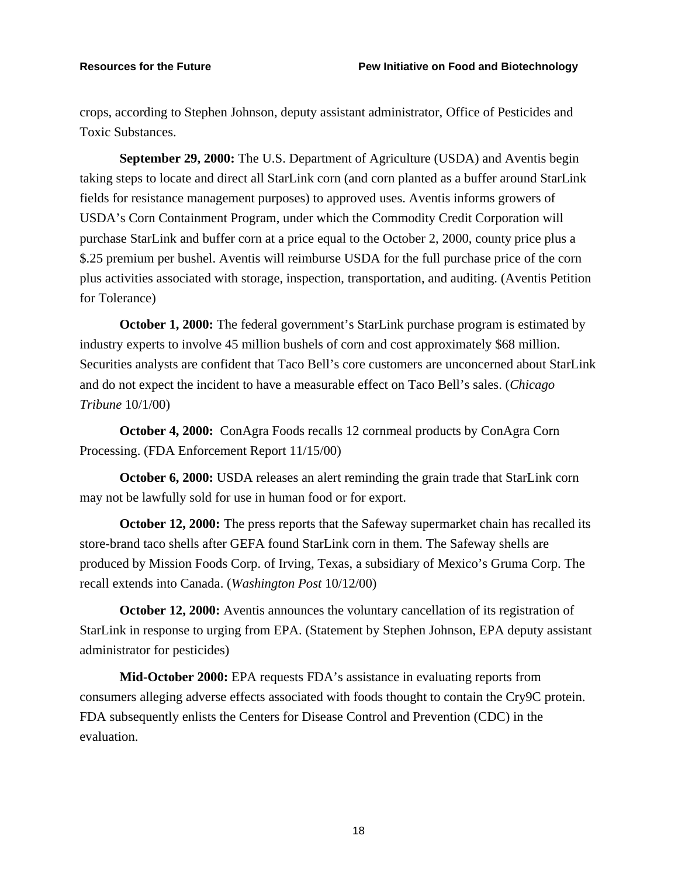crops, according to Stephen Johnson, deputy assistant administrator, Office of Pesticides and Toxic Substances.

**September 29, 2000:** The U.S. Department of Agriculture (USDA) and Aventis begin taking steps to locate and direct all StarLink corn (and corn planted as a buffer around StarLink fields for resistance management purposes) to approved uses. Aventis informs growers of USDA's Corn Containment Program, under which the Commodity Credit Corporation will purchase StarLink and buffer corn at a price equal to the October 2, 2000, county price plus a $.25 premium per bushel. Aventis will reimburse USDA for the full purchase price of the corn plus activities associated with storage, inspection, transportation, and auditing. (Aventis Petition for Tolerance)

**October 1, 2000:** The federal government's StarLink purchase program is estimated by industry experts to involve 45 million bushels of corn and cost approximately $68 million. Securities analysts are confident that Taco Bell's core customers are unconcerned about StarLink and do not expect the incident to have a measurable effect on Taco Bell's sales. (*Chicago Tribune* 10/1/00)

**October 4, 2000:** ConAgra Foods recalls 12 cornmeal products by ConAgra Corn Processing. (FDA Enforcement Report 11/15/00)

**October 6, 2000:** USDA releases an alert reminding the grain trade that StarLink corn may not be lawfully sold for use in human food or for export.

**October 12, 2000:** The press reports that the Safeway supermarket chain has recalled its store-brand taco shells after GEFA found StarLink corn in them. The Safeway shells are produced by Mission Foods Corp. of Irving, Texas, a subsidiary of Mexico's Gruma Corp. The recall extends into Canada. (*Washington Post* 10/12/00)

**October 12, 2000:** Aventis announces the voluntary cancellation of its registration of StarLink in response to urging from EPA. (Statement by Stephen Johnson, EPA deputy assistant administrator for pesticides)

**Mid-October 2000:** EPA requests FDA's assistance in evaluating reports from consumers alleging adverse effects associated with foods thought to contain the Cry9C protein. FDA subsequently enlists the Centers for Disease Control and Prevention (CDC) in the evaluation.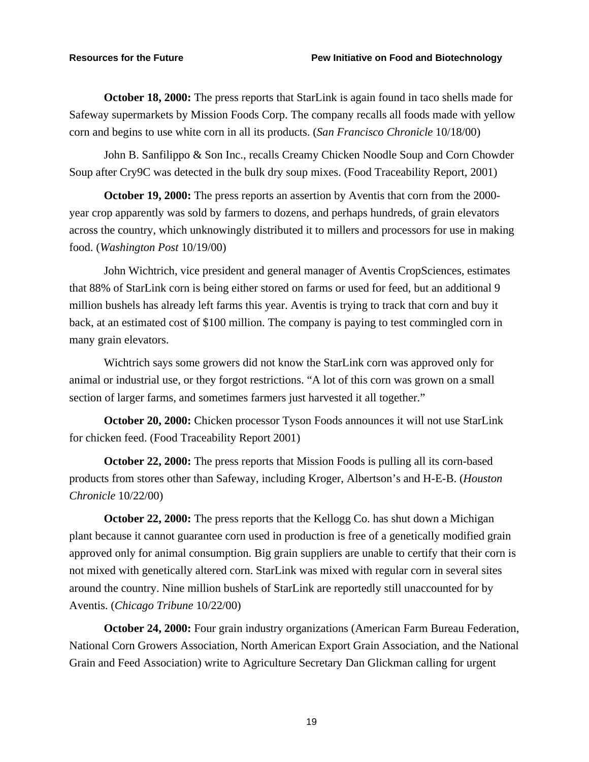**October 18, 2000:** The press reports that StarLink is again found in taco shells made for Safeway supermarkets by Mission Foods Corp. The company recalls all foods made with yellow corn and begins to use white corn in all its products. (*San Francisco Chronicle* 10/18/00)

John B. Sanfilippo & Son Inc., recalls Creamy Chicken Noodle Soup and Corn Chowder Soup after Cry9C was detected in the bulk dry soup mixes. (Food Traceability Report, 2001)

**October 19, 2000:** The press reports an assertion by Aventis that corn from the 2000-year crop apparently was sold by farmers to dozens, and perhaps hundreds, of grain elevators across the country, which unknowingly distributed it to millers and processors for use in making food. (*Washington Post* 10/19/00)

John Wichtrich, vice president and general manager of Aventis CropSciences, estimates that 88% of StarLink corn is being either stored on farms or used for feed, but an additional 9 million bushels has already left farms this year. Aventis is trying to track that corn and buy it back, at an estimated cost of $100 million. The company is paying to test commingled corn in many grain elevators.

Wichtrich says some growers did not know the StarLink corn was approved only for animal or industrial use, or they forgot restrictions. "A lot of this corn was grown on a small section of larger farms, and sometimes farmers just harvested it all together."

**October 20, 2000:** Chicken processor Tyson Foods announces it will not use StarLink for chicken feed. (Food Traceability Report 2001)

**October 22, 2000:** The press reports that Mission Foods is pulling all its corn-based products from stores other than Safeway, including Kroger, Albertson's and H-E-B. (*Houston Chronicle* 10/22/00)

**October 22, 2000:** The press reports that the Kellogg Co. has shut down a Michigan plant because it cannot guarantee corn used in production is free of a genetically modified grain approved only for animal consumption. Big grain suppliers are unable to certify that their corn is not mixed with genetically altered corn. StarLink was mixed with regular corn in several sites around the country. Nine million bushels of StarLink are reportedly still unaccounted for by Aventis. (*Chicago Tribune* 10/22/00)

**October 24, 2000:** Four grain industry organizations (American Farm Bureau Federation, National Corn Growers Association, North American Export Grain Association, and the National Grain and Feed Association) write to Agriculture Secretary Dan Glickman calling for urgent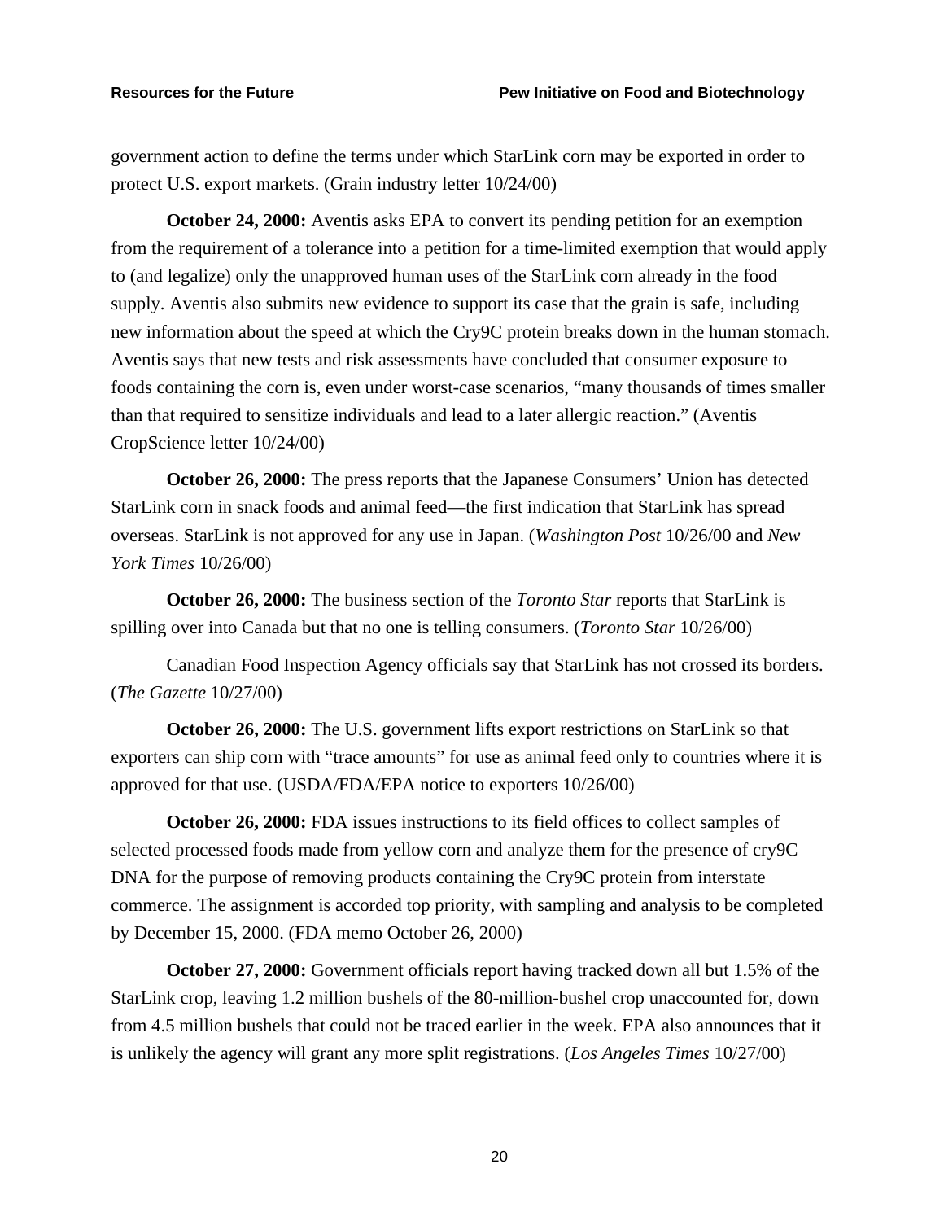government action to define the terms under which StarLink corn may be exported in order to protect U.S. export markets. (Grain industry letter 10/24/00)

**October 24, 2000:** Aventis asks EPA to convert its pending petition for an exemption from the requirement of a tolerance into a petition for a time-limited exemption that would apply to (and legalize) only the unapproved human uses of the StarLink corn already in the food supply. Aventis also submits new evidence to support its case that the grain is safe, including new information about the speed at which the Cry9C protein breaks down in the human stomach. Aventis says that new tests and risk assessments have concluded that consumer exposure to foods containing the corn is, even under worst-case scenarios, "many thousands of times smaller than that required to sensitize individuals and lead to a later allergic reaction." (Aventis CropScience letter 10/24/00)

**October 26, 2000:** The press reports that the Japanese Consumers' Union has detected StarLink corn in snack foods and animal feed—the first indication that StarLink has spread overseas. StarLink is not approved for any use in Japan. (*Washington Post* 10/26/00 and *New York Times* 10/26/00)

**October 26, 2000:** The business section of the *Toronto Star* reports that StarLink is spilling over into Canada but that no one is telling consumers. (*Toronto Star* 10/26/00)

Canadian Food Inspection Agency officials say that StarLink has not crossed its borders. (*The Gazette* 10/27/00)

**October 26, 2000:** The U.S. government lifts export restrictions on StarLink so that exporters can ship corn with "trace amounts" for use as animal feed only to countries where it is approved for that use. (USDA/FDA/EPA notice to exporters 10/26/00)

**October 26, 2000:** FDA issues instructions to its field offices to collect samples of selected processed foods made from yellow corn and analyze them for the presence of cry9C DNA for the purpose of removing products containing the Cry9C protein from interstate commerce. The assignment is accorded top priority, with sampling and analysis to be completed by December 15, 2000. (FDA memo October 26, 2000)

**October 27, 2000:** Government officials report having tracked down all but 1.5% of the StarLink crop, leaving 1.2 million bushels of the 80-million-bushel crop unaccounted for, down from 4.5 million bushels that could not be traced earlier in the week. EPA also announces that it is unlikely the agency will grant any more split registrations. (*Los Angeles Times* 10/27/00)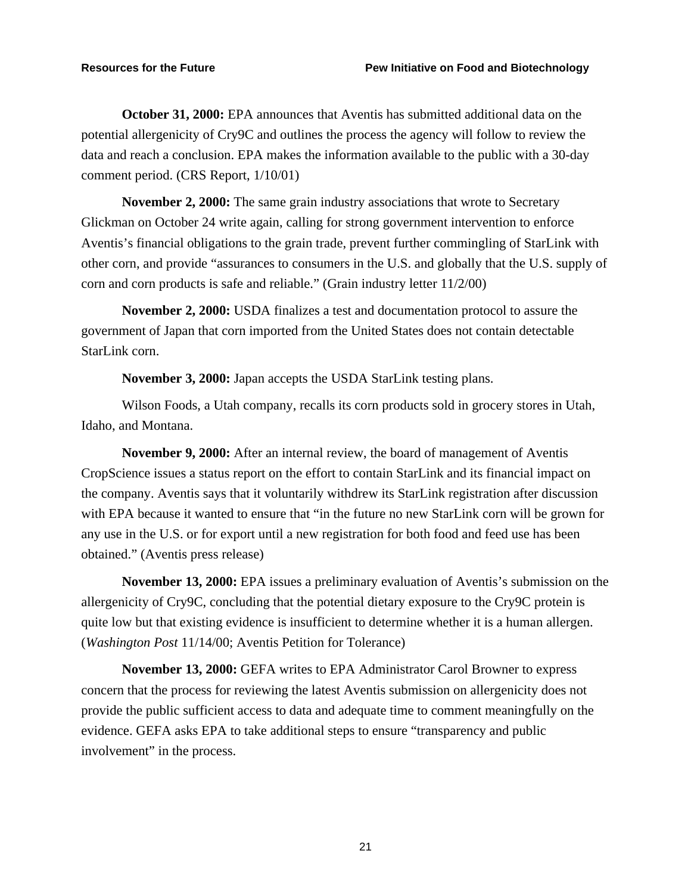**October 31, 2000:** EPA announces that Aventis has submitted additional data on the potential allergenicity of Cry9C and outlines the process the agency will follow to review the data and reach a conclusion. EPA makes the information available to the public with a 30-day comment period. (CRS Report, 1/10/01)

**November 2, 2000:** The same grain industry associations that wrote to Secretary Glickman on October 24 write again, calling for strong government intervention to enforce Aventis's financial obligations to the grain trade, prevent further commingling of StarLink with other corn, and provide "assurances to consumers in the U.S. and globally that the U.S. supply of corn and corn products is safe and reliable." (Grain industry letter 11/2/00)

**November 2, 2000:** USDA finalizes a test and documentation protocol to assure the government of Japan that corn imported from the United States does not contain detectable StarLink corn.

**November 3, 2000:** Japan accepts the USDA StarLink testing plans.

Wilson Foods, a Utah company, recalls its corn products sold in grocery stores in Utah, Idaho, and Montana.

**November 9, 2000:** After an internal review, the board of management of Aventis CropScience issues a status report on the effort to contain StarLink and its financial impact on the company. Aventis says that it voluntarily withdrew its StarLink registration after discussion with EPA because it wanted to ensure that "in the future no new StarLink corn will be grown for any use in the U.S. or for export until a new registration for both food and feed use has been obtained." (Aventis press release)

**November 13, 2000:** EPA issues a preliminary evaluation of Aventis's submission on the allergenicity of Cry9C, concluding that the potential dietary exposure to the Cry9C protein is quite low but that existing evidence is insufficient to determine whether it is a human allergen. (*Washington Post* 11/14/00; Aventis Petition for Tolerance)

**November 13, 2000:** GEFA writes to EPA Administrator Carol Browner to express concern that the process for reviewing the latest Aventis submission on allergenicity does not provide the public sufficient access to data and adequate time to comment meaningfully on the evidence. GEFA asks EPA to take additional steps to ensure "transparency and public involvement" in the process.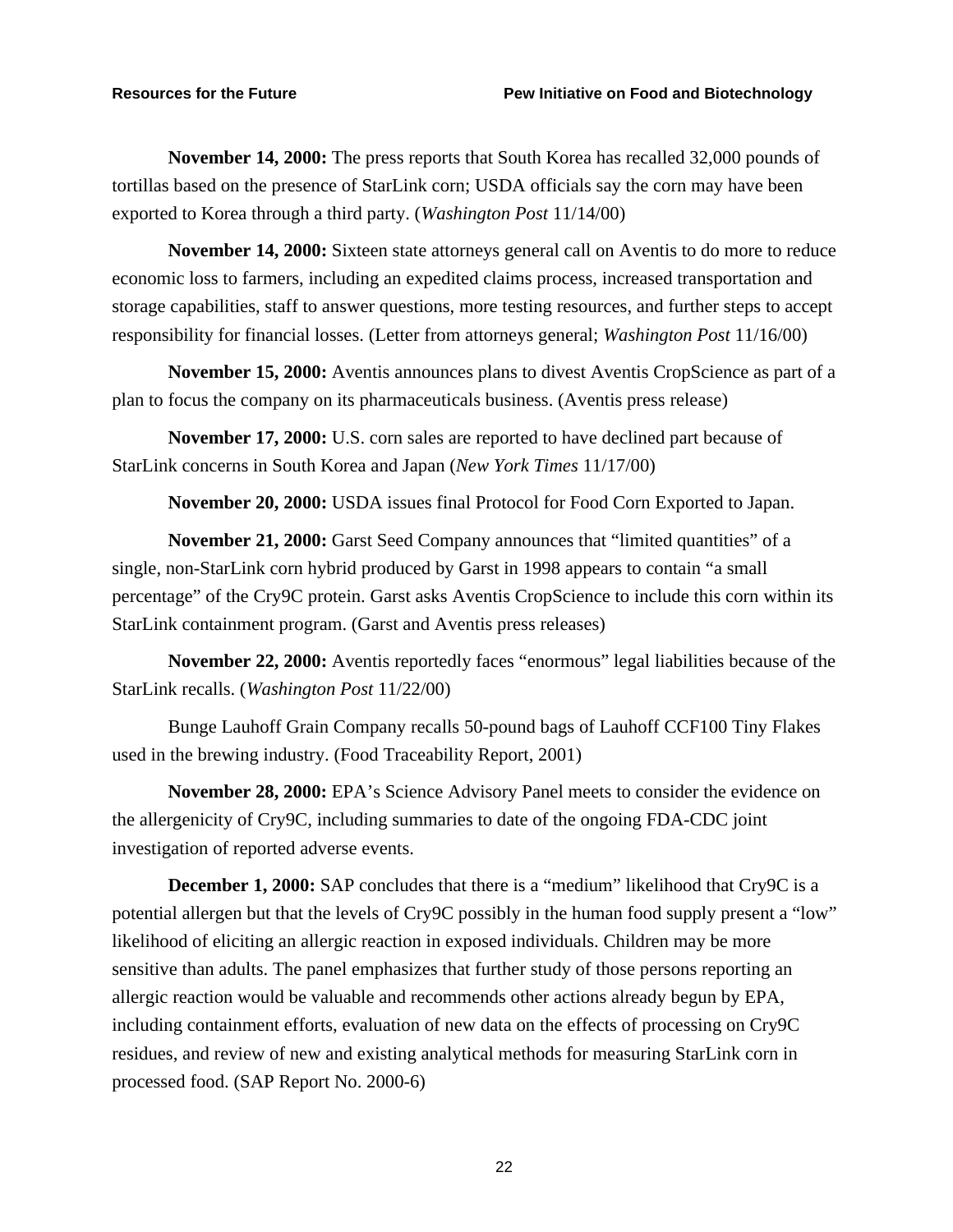**November 14, 2000:** The press reports that South Korea has recalled 32,000 pounds of tortillas based on the presence of StarLink corn; USDA officials say the corn may have been exported to Korea through a third party. (*Washington Post* 11/14/00)

**November 14, 2000:** Sixteen state attorneys general call on Aventis to do more to reduce economic loss to farmers, including an expedited claims process, increased transportation and storage capabilities, staff to answer questions, more testing resources, and further steps to accept responsibility for financial losses. (Letter from attorneys general; *Washington Post* 11/16/00)

**November 15, 2000:** Aventis announces plans to divest Aventis CropScience as part of a plan to focus the company on its pharmaceuticals business. (Aventis press release)

**November 17, 2000:** U.S. corn sales are reported to have declined part because of StarLink concerns in South Korea and Japan (*New York Times* 11/17/00)

**November 20, 2000:** USDA issues final Protocol for Food Corn Exported to Japan.

**November 21, 2000:** Garst Seed Company announces that "limited quantities" of a single, non-StarLink corn hybrid produced by Garst in 1998 appears to contain "a small percentage" of the Cry9C protein. Garst asks Aventis CropScience to include this corn within its StarLink containment program. (Garst and Aventis press releases)

**November 22, 2000:** Aventis reportedly faces "enormous" legal liabilities because of the StarLink recalls. (*Washington Post* 11/22/00)

Bunge Lauhoff Grain Company recalls 50-pound bags of Lauhoff CCF100 Tiny Flakes used in the brewing industry. (Food Traceability Report, 2001)

**November 28, 2000:** EPA's Science Advisory Panel meets to consider the evidence on the allergenicity of Cry9C, including summaries to date of the ongoing FDA-CDC joint investigation of reported adverse events.

**December 1, 2000:** SAP concludes that there is a "medium" likelihood that Cry9C is a potential allergen but that the levels of Cry9C possibly in the human food supply present a "low" likelihood of eliciting an allergic reaction in exposed individuals. Children may be more sensitive than adults. The panel emphasizes that further study of those persons reporting an allergic reaction would be valuable and recommends other actions already begun by EPA, including containment efforts, evaluation of new data on the effects of processing on Cry9C residues, and review of new and existing analytical methods for measuring StarLink corn in processed food. (SAP Report No. 2000-6)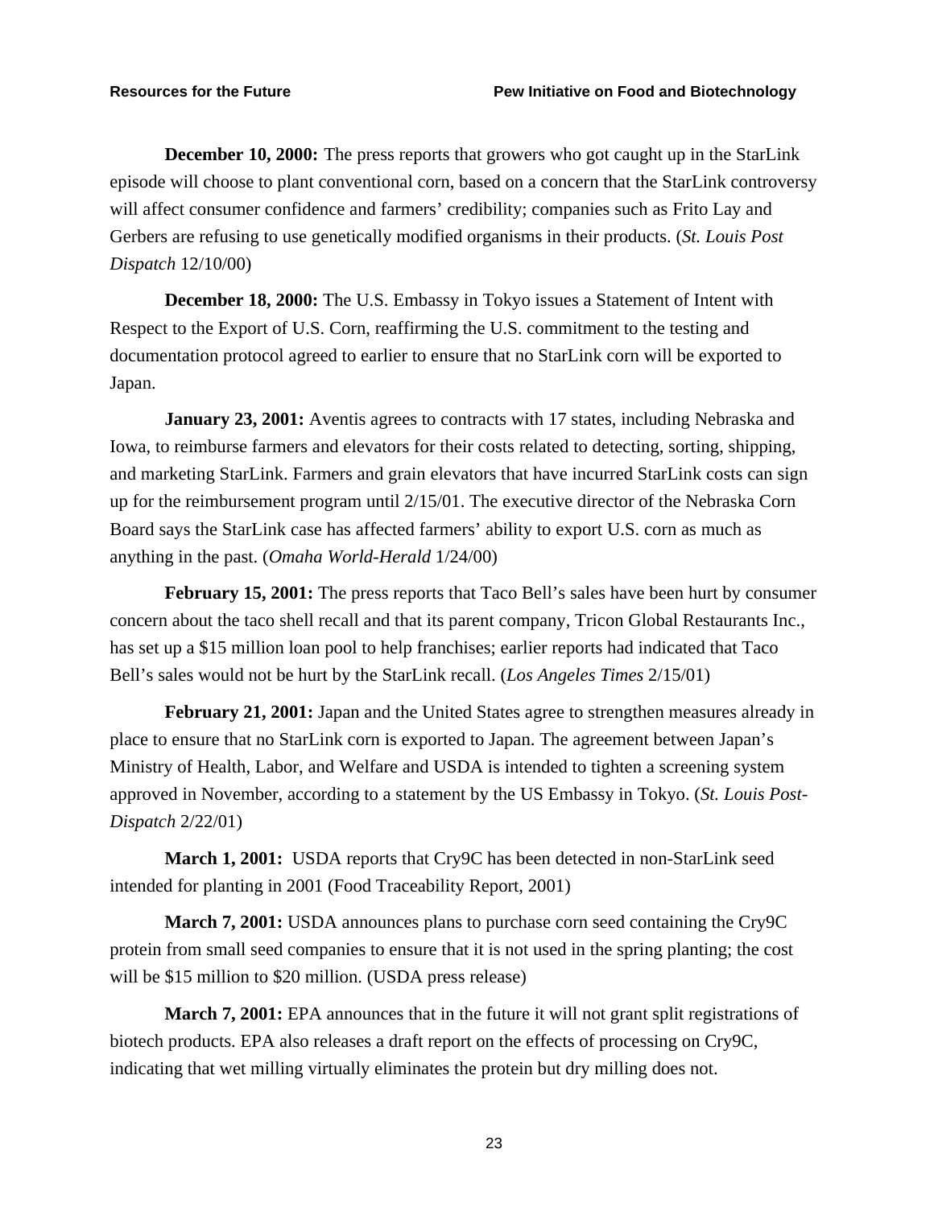**December 10, 2000:** The press reports that growers who got caught up in the StarLink episode will choose to plant conventional corn, based on a concern that the StarLink controversy will affect consumer confidence and farmers' credibility; companies such as Frito Lay and Gerbers are refusing to use genetically modified organisms in their products. (*St. Louis Post Dispatch* 12/10/00)

**December 18, 2000:** The U.S. Embassy in Tokyo issues a Statement of Intent with Respect to the Export of U.S. Corn, reaffirming the U.S. commitment to the testing and documentation protocol agreed to earlier to ensure that no StarLink corn will be exported to Japan.

**January 23, 2001:** Aventis agrees to contracts with 17 states, including Nebraska and Iowa, to reimburse farmers and elevators for their costs related to detecting, sorting, shipping, and marketing StarLink. Farmers and grain elevators that have incurred StarLink costs can sign up for the reimbursement program until 2/15/01. The executive director of the Nebraska Corn Board says the StarLink case has affected farmers' ability to export U.S. corn as much as anything in the past. (*Omaha World-Herald* 1/24/00)

**February 15, 2001:** The press reports that Taco Bell's sales have been hurt by consumer concern about the taco shell recall and that its parent company, Tricon Global Restaurants Inc., has set up a $15 million loan pool to help franchises; earlier reports had indicated that Taco Bell's sales would not be hurt by the StarLink recall. (*Los Angeles Times* 2/15/01)

**February 21, 2001:** Japan and the United States agree to strengthen measures already in place to ensure that no StarLink corn is exported to Japan. The agreement between Japan's Ministry of Health, Labor, and Welfare and USDA is intended to tighten a screening system approved in November, according to a statement by the US Embassy in Tokyo. (*St. Louis Post-Dispatch* 2/22/01)

**March 1, 2001:** USDA reports that Cry9C has been detected in non-StarLink seed intended for planting in 2001 (Food Traceability Report, 2001)

**March 7, 2001:** USDA announces plans to purchase corn seed containing the Cry9C protein from small seed companies to ensure that it is not used in the spring planting; the cost will be $15 million to $20 million. (USDA press release)

**March 7, 2001:** EPA announces that in the future it will not grant split registrations of biotech products. EPA also releases a draft report on the effects of processing on Cry9C, indicating that wet milling virtually eliminates the protein but dry milling does not.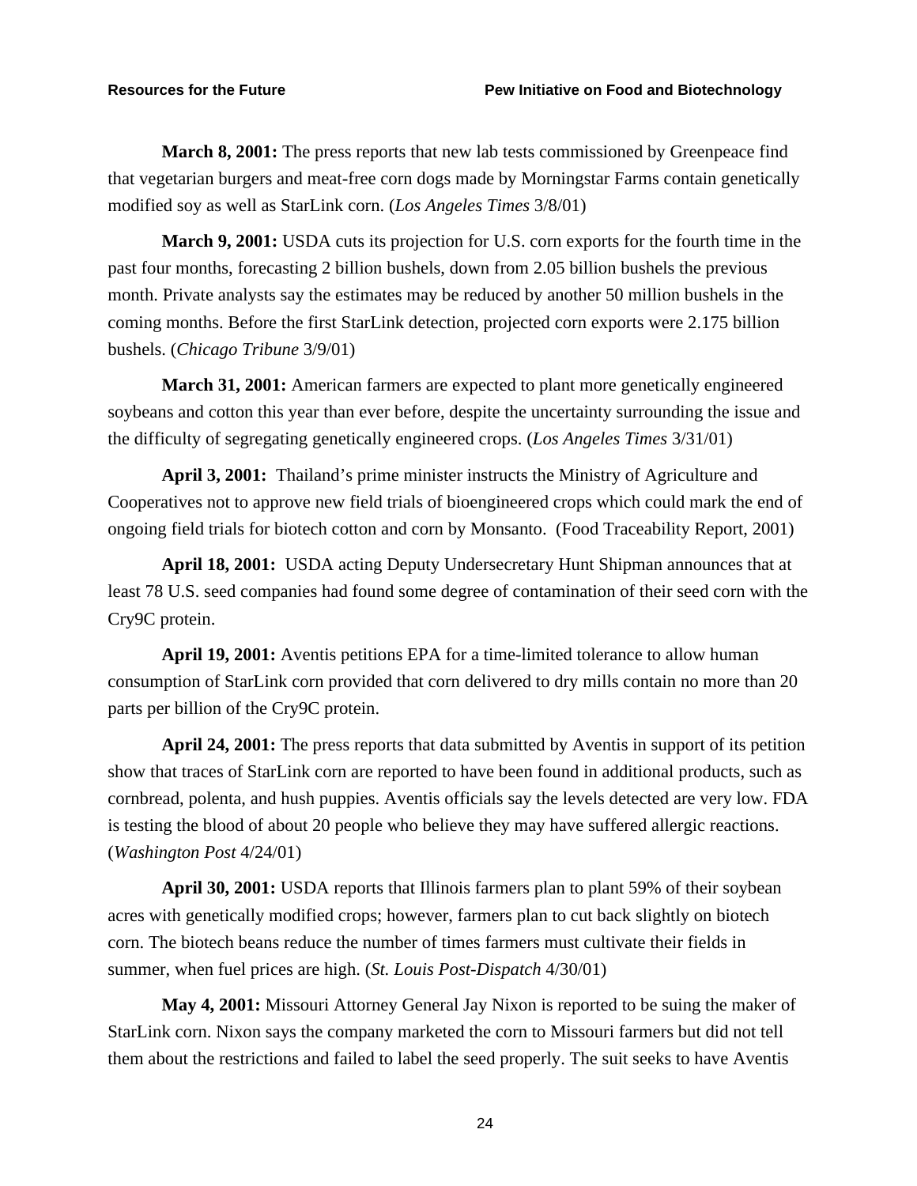**March 8, 2001:** The press reports that new lab tests commissioned by Greenpeace find that vegetarian burgers and meat-free corn dogs made by Morningstar Farms contain genetically modified soy as well as StarLink corn. (*Los Angeles Times* 3/8/01)

**March 9, 2001:** USDA cuts its projection for U.S. corn exports for the fourth time in the past four months, forecasting 2 billion bushels, down from 2.05 billion bushels the previous month. Private analysts say the estimates may be reduced by another 50 million bushels in the coming months. Before the first StarLink detection, projected corn exports were 2.175 billion bushels. (*Chicago Tribune* 3/9/01)

**March 31, 2001:** American farmers are expected to plant more genetically engineered soybeans and cotton this year than ever before, despite the uncertainty surrounding the issue and the difficulty of segregating genetically engineered crops. (*Los Angeles Times* 3/31/01)

**April 3, 2001:** Thailand's prime minister instructs the Ministry of Agriculture and Cooperatives not to approve new field trials of bioengineered crops which could mark the end of ongoing field trials for biotech cotton and corn by Monsanto. (Food Traceability Report, 2001)

**April 18, 2001:** USDA acting Deputy Undersecretary Hunt Shipman announces that at least 78 U.S. seed companies had found some degree of contamination of their seed corn with the Cry9C protein.

**April 19, 2001:** Aventis petitions EPA for a time-limited tolerance to allow human consumption of StarLink corn provided that corn delivered to dry mills contain no more than 20 parts per billion of the Cry9C protein.

**April 24, 2001:** The press reports that data submitted by Aventis in support of its petition show that traces of StarLink corn are reported to have been found in additional products, such as cornbread, polenta, and hush puppies. Aventis officials say the levels detected are very low. FDA is testing the blood of about 20 people who believe they may have suffered allergic reactions. (*Washington Post* 4/24/01)

**April 30, 2001:** USDA reports that Illinois farmers plan to plant 59% of their soybean acres with genetically modified crops; however, farmers plan to cut back slightly on biotech corn. The biotech beans reduce the number of times farmers must cultivate their fields in summer, when fuel prices are high. (*St. Louis Post-Dispatch* 4/30/01)

**May 4, 2001:** Missouri Attorney General Jay Nixon is reported to be suing the maker of StarLink corn. Nixon says the company marketed the corn to Missouri farmers but did not tell them about the restrictions and failed to label the seed properly. The suit seeks to have Aventis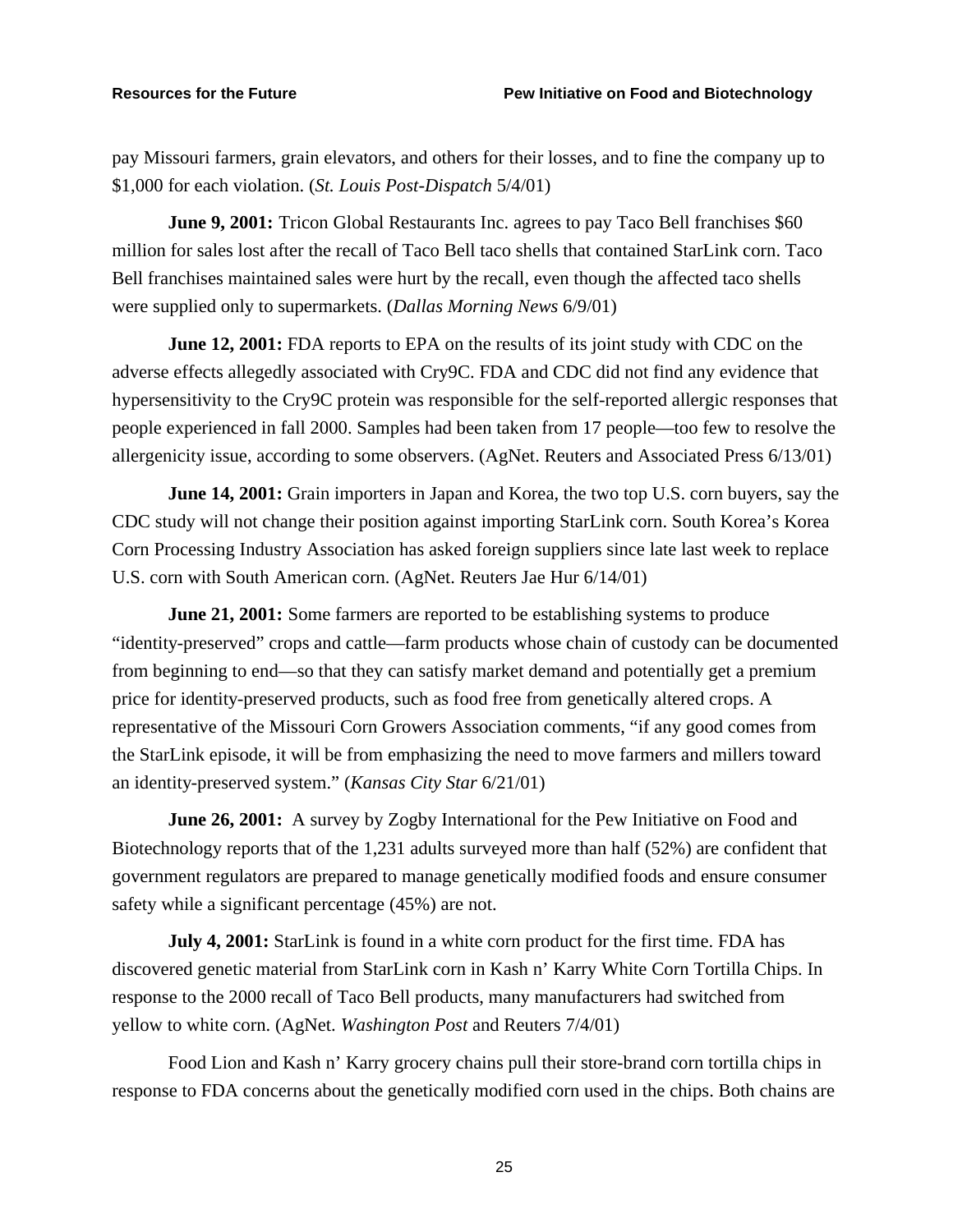pay Missouri farmers, grain elevators, and others for their losses, and to fine the company up to $1,000 for each violation. (*St. Louis Post-Dispatch* 5/4/01)

**June 9, 2001:** Tricon Global Restaurants Inc. agrees to pay Taco Bell franchises $60 million for sales lost after the recall of Taco Bell taco shells that contained StarLink corn. Taco Bell franchises maintained sales were hurt by the recall, even though the affected taco shells were supplied only to supermarkets. (*Dallas Morning News* 6/9/01)

**June 12, 2001:** FDA reports to EPA on the results of its joint study with CDC on the adverse effects allegedly associated with Cry9C. FDA and CDC did not find any evidence that hypersensitivity to the Cry9C protein was responsible for the self-reported allergic responses that people experienced in fall 2000. Samples had been taken from 17 people—too few to resolve the allergenicity issue, according to some observers. (AgNet. Reuters and Associated Press 6/13/01)

**June 14, 2001:** Grain importers in Japan and Korea, the two top U.S. corn buyers, say the CDC study will not change their position against importing StarLink corn. South Korea's Korea Corn Processing Industry Association has asked foreign suppliers since late last week to replace U.S. corn with South American corn. (AgNet. Reuters Jae Hur 6/14/01)

**June 21, 2001:** Some farmers are reported to be establishing systems to produce "identity-preserved" crops and cattle—farm products whose chain of custody can be documented from beginning to end—so that they can satisfy market demand and potentially get a premium price for identity-preserved products, such as food free from genetically altered crops. A representative of the Missouri Corn Growers Association comments, "if any good comes from the StarLink episode, it will be from emphasizing the need to move farmers and millers toward an identity-preserved system." (*Kansas City Star* 6/21/01)

**June 26, 2001:** A survey by Zogby International for the Pew Initiative on Food and Biotechnology reports that of the 1,231 adults surveyed more than half (52%) are confident that government regulators are prepared to manage genetically modified foods and ensure consumer safety while a significant percentage (45%) are not.

**July 4, 2001:** StarLink is found in a white corn product for the first time. FDA has discovered genetic material from StarLink corn in Kash n' Karry White Corn Tortilla Chips. In response to the 2000 recall of Taco Bell products, many manufacturers had switched from yellow to white corn. (AgNet. *Washington Post* and Reuters 7/4/01)

Food Lion and Kash n' Karry grocery chains pull their store-brand corn tortilla chips in response to FDA concerns about the genetically modified corn used in the chips. Both chains are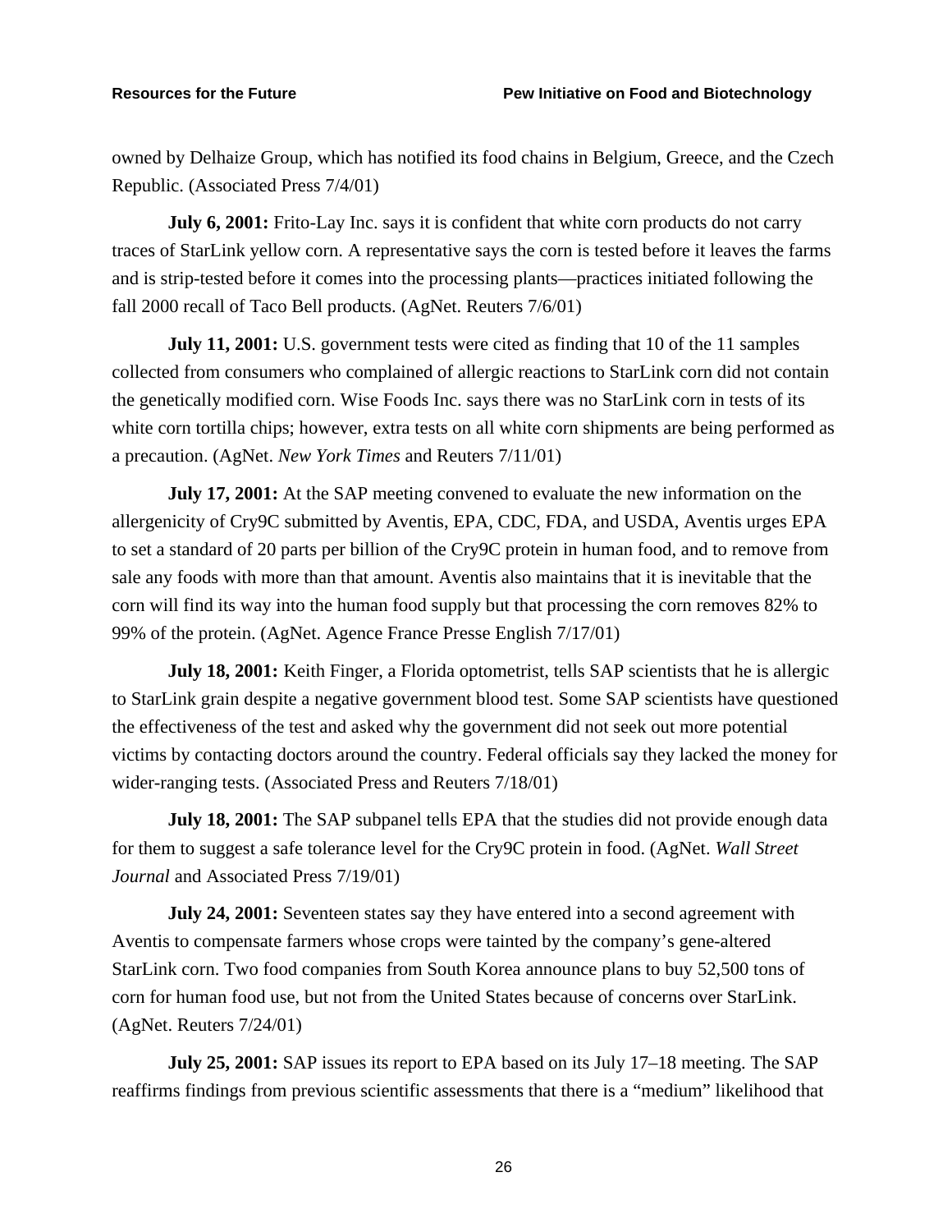owned by Delhaize Group, which has notified its food chains in Belgium, Greece, and the Czech Republic. (Associated Press 7/4/01)

**July 6, 2001:** Frito-Lay Inc. says it is confident that white corn products do not carry traces of StarLink yellow corn. A representative says the corn is tested before it leaves the farms and is strip-tested before it comes into the processing plants—practices initiated following the fall 2000 recall of Taco Bell products. (AgNet. Reuters 7/6/01)

**July 11, 2001:** U.S. government tests were cited as finding that 10 of the 11 samples collected from consumers who complained of allergic reactions to StarLink corn did not contain the genetically modified corn. Wise Foods Inc. says there was no StarLink corn in tests of its white corn tortilla chips; however, extra tests on all white corn shipments are being performed as a precaution. (AgNet. *New York Times* and Reuters 7/11/01)

**July 17, 2001:** At the SAP meeting convened to evaluate the new information on the allergenicity of Cry9C submitted by Aventis, EPA, CDC, FDA, and USDA, Aventis urges EPA to set a standard of 20 parts per billion of the Cry9C protein in human food, and to remove from sale any foods with more than that amount. Aventis also maintains that it is inevitable that the corn will find its way into the human food supply but that processing the corn removes 82% to 99% of the protein. (AgNet. Agence France Presse English 7/17/01)

**July 18, 2001:** Keith Finger, a Florida optometrist, tells SAP scientists that he is allergic to StarLink grain despite a negative government blood test. Some SAP scientists have questioned the effectiveness of the test and asked why the government did not seek out more potential victims by contacting doctors around the country. Federal officials say they lacked the money for wider-ranging tests. (Associated Press and Reuters 7/18/01)

**July 18, 2001:** The SAP subpanel tells EPA that the studies did not provide enough data for them to suggest a safe tolerance level for the Cry9C protein in food. (AgNet. *Wall Street Journal* and Associated Press 7/19/01)

**July 24, 2001:** Seventeen states say they have entered into a second agreement with Aventis to compensate farmers whose crops were tainted by the company's gene-altered StarLink corn. Two food companies from South Korea announce plans to buy 52,500 tons of corn for human food use, but not from the United States because of concerns over StarLink. (AgNet. Reuters 7/24/01)

**July 25, 2001:** SAP issues its report to EPA based on its July 17–18 meeting. The SAP reaffirms findings from previous scientific assessments that there is a "medium" likelihood that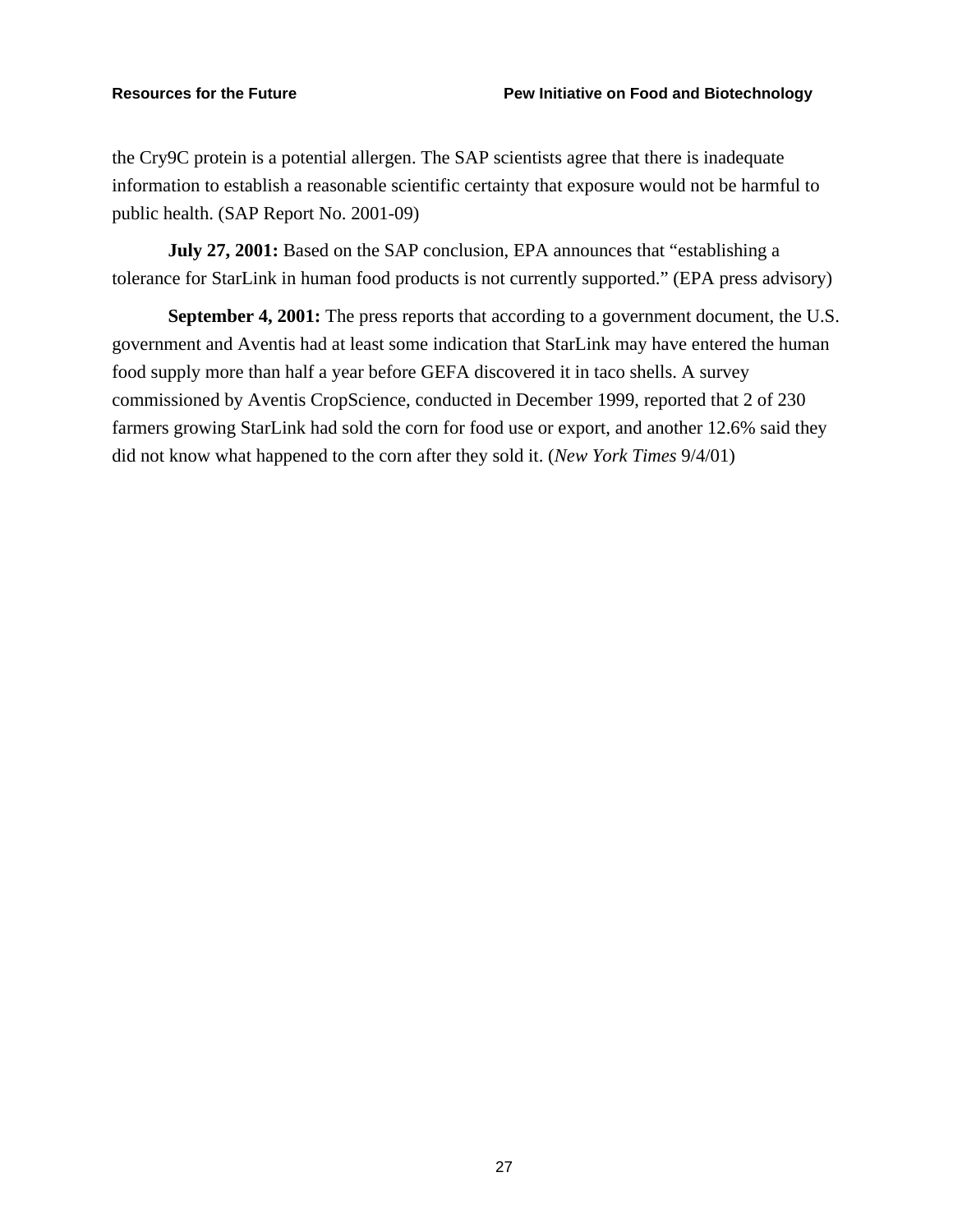the Cry9C protein is a potential allergen. The SAP scientists agree that there is inadequate information to establish a reasonable scientific certainty that exposure would not be harmful to public health. (SAP Report No. 2001-09)

**July 27, 2001:** Based on the SAP conclusion, EPA announces that "establishing a tolerance for StarLink in human food products is not currently supported." (EPA press advisory)

**September 4, 2001:** The press reports that according to a government document, the U.S. government and Aventis had at least some indication that StarLink may have entered the human food supply more than half a year before GEFA discovered it in taco shells. A survey commissioned by Aventis CropScience, conducted in December 1999, reported that 2 of 230 farmers growing StarLink had sold the corn for food use or export, and another 12.6% said they did not know what happened to the corn after they sold it. (*New York Times* 9/4/01)